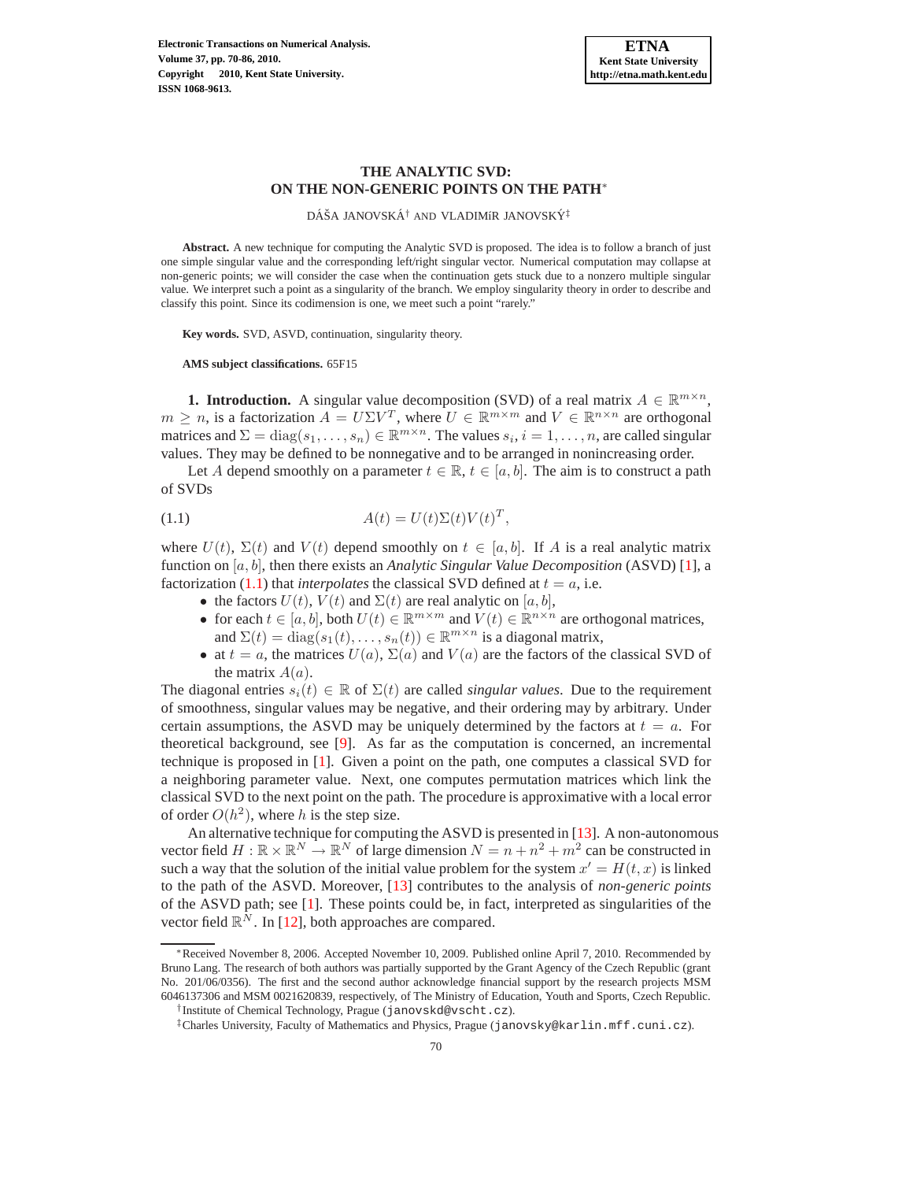# THE ANALYTIC SVD: ON THE NON-GENERIC POINTS ON THE PATH*

DÁŠA JANOVSKÁ[†] AND VLADIMÍR JANOVSKÝ[‡]

**Abstract.** A new technique for computing the Analytic SVD is proposed. The idea is to follow a branch of just one simple singular value and the corresponding left/right singular vector. Numerical computation may collapse at non-generic points; we will consider the case when the continuation gets stuck due to a nonzero multiple singular value. We interpret such a point as a singularity of the branch. We employ singularity theory in order to describe and classify this point. Since its codimension is one, we meet such a point "rarely."

**Key words.** SVD, ASVD, continuation, singularity theory.

**AMS subject classifications.** 65F15

**1. Introduction.** A singular value decomposition (SVD) of a real matrix $A \in \mathbb{R}^{m\times n}$, $m \geq n$, is a factorization $A = U\Sigma V^T$, where $U \in \mathbb{R}^{m\times m}$ and $V \in \mathbb{R}^{n\times n}$ are orthogonal matrices and $\Sigma = \operatorname{diag}(s_1, \dots, s_n) \in \mathbb{R}^{m\times n}$. The values $s_i$, $i = 1, \dots, n$, are called singular values. They may be defined to be nonnegative and to be arranged in nonincreasing order.

Let $A$ depend smoothly on a parameter $t \in \mathbb{R}$, $t \in [a, b]$. The aim is to construct a path of SVDs

$$A(t) = U(t)\Sigma(t)V(t)^T, \tag{1.1}$$

where $U(t)$, $\Sigma(t)$ and $V(t)$ depend smoothly on $t \in [a, b]$. If $A$ is a real analytic matrix function on $[a, b]$, then there exists an *Analytic Singular Value Decomposition* (ASVD) [1], a factorization (1.1) that *interpolates* the classical SVD defined at $t = a$, i.e.

- the factors $U(t)$, $V(t)$ and $\Sigma(t)$ are real analytic on $[a, b]$,
- for each $t \in [a, b]$, both $U(t) \in \mathbb{R}^{m\times m}$ and $V(t) \in \mathbb{R}^{n\times n}$ are orthogonal matrices, and $\Sigma(t) = \operatorname{diag}(s_1(t), \dots, s_n(t)) \in \mathbb{R}^{m\times n}$ is a diagonal matrix,
- at $t = a$, the matrices $U(a)$, $\Sigma(a)$ and $V(a)$ are the factors of the classical SVD of the matrix $A(a)$.

The diagonal entries $s_i(t) \in \mathbb{R}$ of $\Sigma(t)$ are called *singular values*. Due to the requirement of smoothness, singular values may be negative, and their ordering may by arbitrary. Under certain assumptions, the ASVD may be uniquely determined by the factors at $t = a$. For theoretical background, see [9]. As far as the computation is concerned, an incremental technique is proposed in [1]. Given a point on the path, one computes a classical SVD for a neighboring parameter value. Next, one computes permutation matrices which link the classical SVD to the next point on the path. The procedure is approximative with a local error of order $O(h^2)$, where $h$ is the step size.

An alternative technique for computing the ASVD is presented in [13]. A non-autonomous vector field $H : \mathbb{R} \times \mathbb{R}^N \to \mathbb{R}^N$ of large dimension $N = n + n^2 + m^2$ can be constructed in such a way that the solution of the initial value problem for the system $x' = H(t, x)$ is linked to the path of the ASVD. Moreover, [13] contributes to the analysis of *non-generic points* of the ASVD path; see [1]. These points could be, in fact, interpreted as singularities of the vector field $\mathbb{R}^N$. In [12], both approaches are compared.

*Received November 8, 2006. Accepted November 10, 2009. Published online April 7, 2010. Recommended by Bruno Lang. The research of both authors was partially supported by the Grant Agency of the Czech Republic (grant No. 201/06/0356). The first and the second author acknowledge financial support by the research projects MSM 6046137306 and MSM 0021620839, respectively, of The Ministry of Education, Youth and Sports, Czech Republic.

[†]Institute of Chemical Technology, Prague (janovskd@vscht.cz).

[‡]Charles University, Faculty of Mathematics and Physics, Prague (janovsky@karlin.mff.cuni.cz).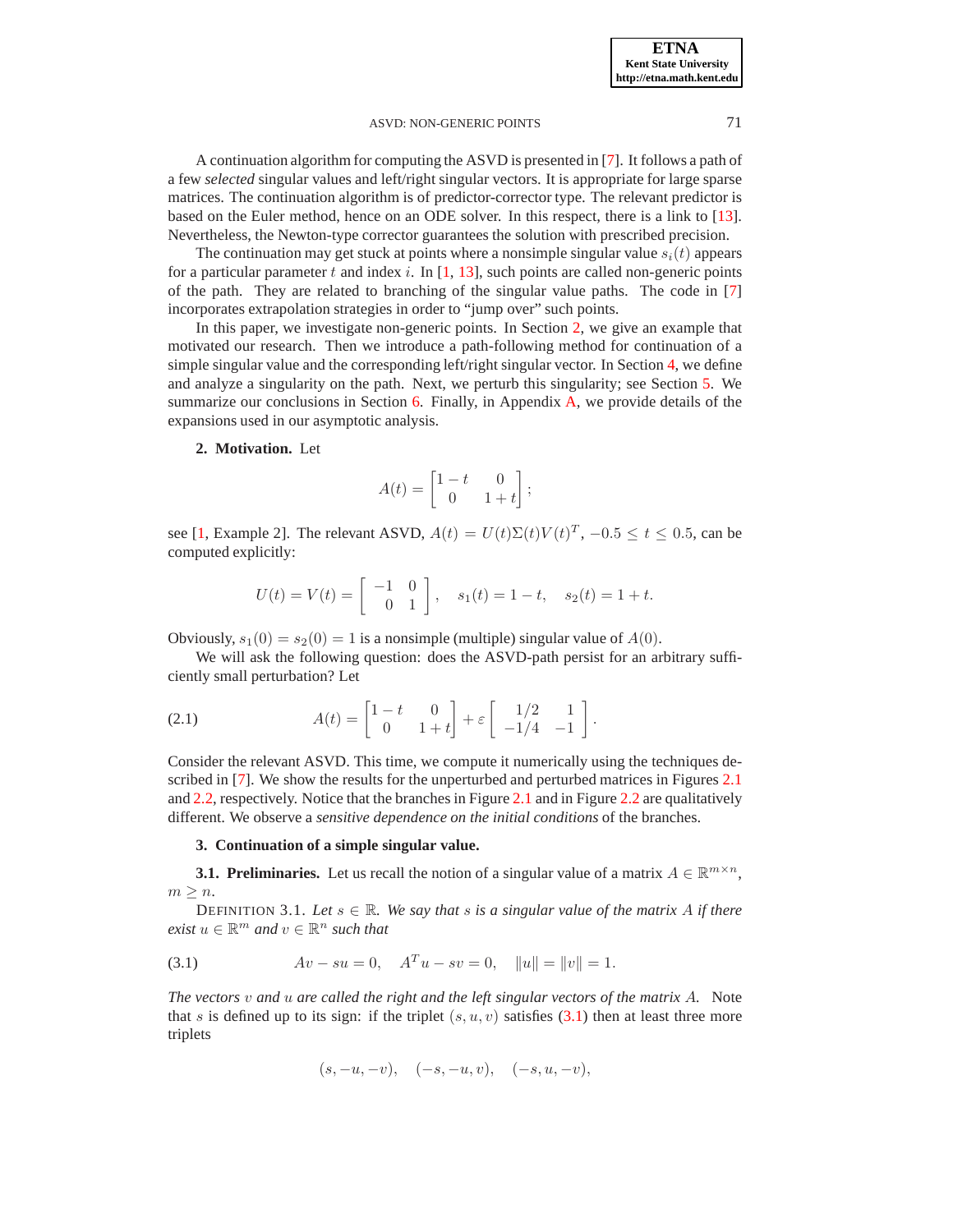A continuation algorithm for computing the ASVD is presented in [7]. It follows a path of a few *selected* singular values and left/right singular vectors. It is appropriate for large sparse matrices. The continuation algorithm is of predictor-corrector type. The relevant predictor is based on the Euler method, hence on an ODE solver. In this respect, there is a link to [13]. Nevertheless, the Newton-type corrector guarantees the solution with prescribed precision.

The continuation may get stuck at points where a nonsimple singular value $s_i(t)$ appears for a particular parameter $t$ and index $i$. In [1, 13], such points are called non-generic points of the path. They are related to branching of the singular value paths. The code in [7] incorporates extrapolation strategies in order to "jump over" such points.

In this paper, we investigate non-generic points. In Section 2, we give an example that motivated our research. Then we introduce a path-following method for continuation of a simple singular value and the corresponding left/right singular vector. In Section 4, we define and analyze a singularity on the path. Next, we perturb this singularity; see Section 5. We summarize our conclusions in Section 6. Finally, in Appendix A, we provide details of the expansions used in our asymptotic analysis.

## 2. Motivation.

Let

$$A(t) = \begin{bmatrix} 1-t & 0 \\ 0 & 1+t \end{bmatrix};$$

see [1, Example 2]. The relevant ASVD, $A(t) = U(t)\Sigma(t)V(t)^T$, $-0.5 \leq t \leq 0.5$, can be computed explicitly:

$$U(t) = V(t) = \begin{bmatrix} -1 & 0 \\ 0 & 1 \end{bmatrix}, \quad s_1(t) = 1-t, \quad s_2(t) = 1+t.$$

Obviously, $s_1(0) = s_2(0) = 1$ is a nonsimple (multiple) singular value of $A(0)$.

We will ask the following question: does the ASVD-path persist for an arbitrary sufficiently small perturbation? Let

$$A(t) = \begin{bmatrix} 1-t & 0 \\ 0 & 1+t \end{bmatrix} + \varepsilon \begin{bmatrix} 1/2 & 1 \\ -1/4 & -1 \end{bmatrix}. \tag{2.1}$$

Consider the relevant ASVD. This time, we compute it numerically using the techniques described in [7]. We show the results for the unperturbed and perturbed matrices in Figures 2.1 and 2.2, respectively. Notice that the branches in Figure 2.1 and in Figure 2.2 are qualitatively different. We observe a *sensitive dependence on the initial conditions* of the branches.

## 3. Continuation of a simple singular value.

### 3.1. Preliminaries.

Let us recall the notion of a singular value of a matrix $A \in \mathbb{R}^{m \times n}$, $m \geq n$.

DEFINITION 3.1. *Let $s \in \mathbb{R}$. We say that $s$ is a singular value of the matrix $A$ if there exist $u \in \mathbb{R}^m$ and $v \in \mathbb{R}^n$ such that*

$$Av - su = 0, \quad A^T u - sv = 0, \quad \|u\| = \|v\| = 1. \tag{3.1}$$

*The vectors $v$ and $u$ are called the right and the left singular vectors of the matrix $A$.* Note that $s$ is defined up to its sign: if the triplet $(s, u, v)$ satisfies (3.1) then at least three more triplets

$$(s, -u, -v), \quad (-s, -u, v), \quad (-s, u, -v),$$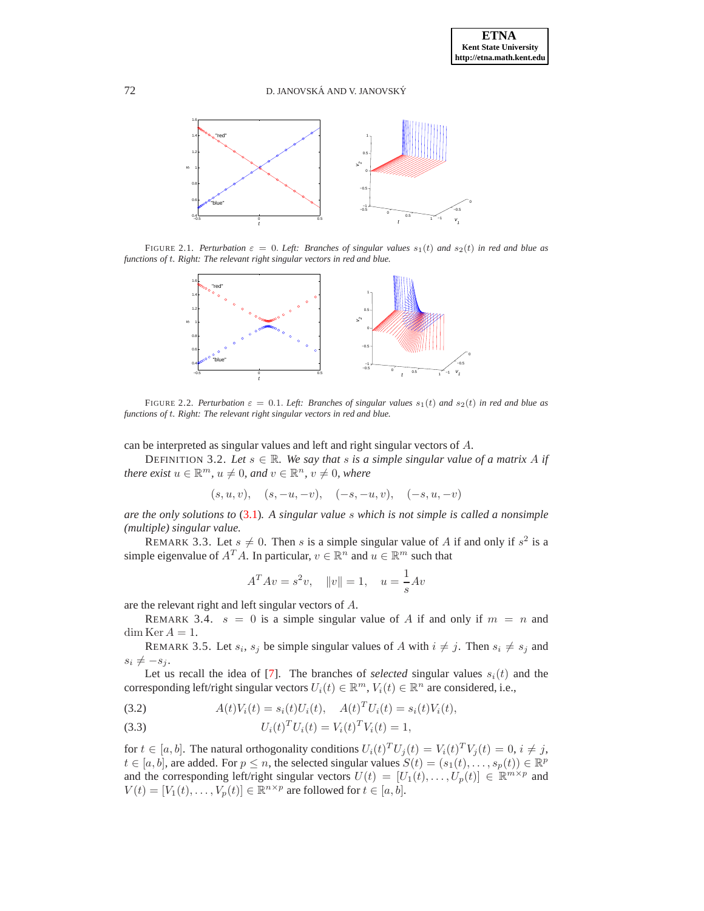FIGURE 2.1. *Perturbation $\varepsilon = 0$. Left: Branches of singular values $s_1(t)$ and $s_2(t)$ in red and blue as functions of $t$. Right: The relevant right singular vectors in red and blue.*

FIGURE 2.2. *Perturbation $\varepsilon = 0.1$. Left: Branches of singular values $s_1(t)$ and $s_2(t)$ in red and blue as functions of $t$. Right: The relevant right singular vectors in red and blue.*

can be interpreted as singular values and left and right singular vectors of $A$.

DEFINITION 3.2. *Let $s \in \mathbb{R}$. We say that $s$ is a simple singular value of a matrix $A$ if there exist $u \in \mathbb{R}^m$, $u \neq 0$, and $v \in \mathbb{R}^n$, $v \neq 0$, where*

$$(s, u, v), \quad (s, -u, -v), \quad (-s, -u, v), \quad (-s, u, -v)$$

*are the only solutions to (3.1). A singular value $s$ which is not simple is called a nonsimple (multiple) singular value.*

REMARK 3.3. Let $s \neq 0$. Then $s$ is a simple singular value of $A$ if and only if $s^2$ is a simple eigenvalue of $A^T A$. In particular, $v \in \mathbb{R}^n$ and $u \in \mathbb{R}^m$ such that

$$A^T A v = s^2 v, \quad \|v\| = 1, \quad u = \frac{1}{s} A v$$

are the relevant right and left singular vectors of $A$.

REMARK 3.4. $s = 0$ is a simple singular value of $A$ if and only if $m = n$ and $\dim \operatorname{Ker} A = 1$.

REMARK 3.5. Let $s_i$, $s_j$ be simple singular values of $A$ with $i \neq j$. Then $s_i \neq s_j$ and $s_i \neq -s_j$.

Let us recall the idea of [7]. The branches of *selected* singular values $s_i(t)$ and the corresponding left/right singular vectors $U_i(t) \in \mathbb{R}^m$, $V_i(t) \in \mathbb{R}^n$ are considered, i.e.,

$$A(t) V_i(t) = s_i(t) U_i(t), \quad A(t)^T U_i(t) = s_i(t) V_i(t), \tag{3.2}$$

$$U_i(t)^T U_i(t) = V_i(t)^T V_i(t) = 1, \tag{3.3}$$

for $t \in [a, b]$. The natural orthogonality conditions $U_i(t)^T U_j(t) = V_i(t)^T V_j(t) = 0$, $i \neq j$, $t \in [a, b]$, are added. For $p \leq n$, the selected singular values $S(t) = (s_1(t), \ldots, s_p(t)) \in \mathbb{R}^p$ and the corresponding left/right singular vectors $U(t) = [U_1(t), \ldots, U_p(t)] \in \mathbb{R}^{m \times p}$ and $V(t) = [V_1(t), \ldots, V_p(t)] \in \mathbb{R}^{n \times p}$ are followed for $t \in [a, b]$.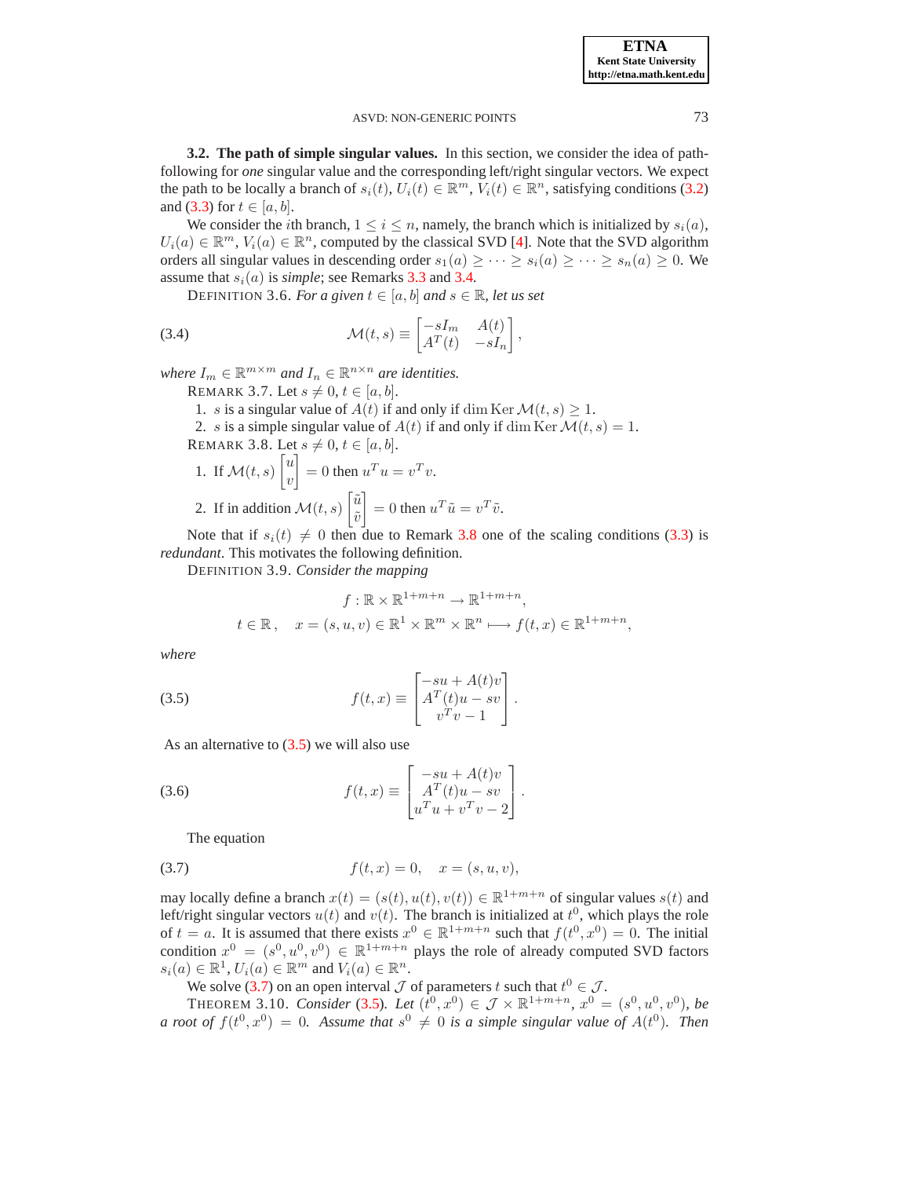**3.2. The path of simple singular values.** In this section, we consider the idea of path-following for *one* singular value and the corresponding left/right singular vectors. We expect the path to be locally a branch of $s_i(t)$, $U_i(t) \in \mathbb{R}^m$, $V_i(t) \in \mathbb{R}^n$, satisfying conditions (3.2) and (3.3) for $t \in [a, b]$.

We consider the $i$th branch, $1 \leq i \leq n$, namely, the branch which is initialized by $s_i(a)$, $U_i(a) \in \mathbb{R}^m$, $V_i(a) \in \mathbb{R}^n$, computed by the classical SVD [4]. Note that the SVD algorithm orders all singular values in descending order $s_1(a) \geq \cdots \geq s_i(a) \geq \cdots \geq s_n(a) \geq 0$. We assume that $s_i(a)$ is *simple*; see Remarks 3.3 and 3.4.

DEFINITION 3.6. *For a given $t \in [a, b]$ and $s \in \mathbb{R}$, let us set*

$$\mathcal{M}(t, s) \equiv \begin{bmatrix} -sI_m & A(t) \\ A^T(t) & -sI_n \end{bmatrix}, \tag{3.4}$$

*where $I_m \in \mathbb{R}^{m \times m}$ and $I_n \in \mathbb{R}^{n \times n}$ are identities.*

REMARK 3.7. Let $s \neq 0$, $t \in [a, b]$.

1. $s$ is a singular value of $A(t)$ if and only if $\dim \operatorname{Ker} \mathcal{M}(t, s) \geq 1$.
2. $s$ is a simple singular value of $A(t)$ if and only if $\dim \operatorname{Ker} \mathcal{M}(t, s) = 1$.

REMARK 3.8. Let $s \neq 0$, $t \in [a, b]$.

1. If $\mathcal{M}(t, s) \begin{bmatrix} u \\ v \end{bmatrix} = 0$ then $u^T u = v^T v$.
2. If in addition $\mathcal{M}(t, s) \begin{bmatrix} \tilde{u} \\ \tilde{v} \end{bmatrix} = 0$ then $u^T \tilde{u} = v^T \tilde{v}$.

Note that if $s_i(t) \neq 0$ then due to Remark 3.8 one of the scaling conditions (3.3) is *redundant*. This motivates the following definition.

DEFINITION 3.9. *Consider the mapping*

$$f : \mathbb{R} \times \mathbb{R}^{1+m+n} \to \mathbb{R}^{1+m+n},$$

$$t \in \mathbb{R}, \quad x = (s, u, v) \in \mathbb{R}^1 \times \mathbb{R}^m \times \mathbb{R}^n \longmapsto f(t, x) \in \mathbb{R}^{1+m+n},$$

*where*

$$f(t, x) \equiv \begin{bmatrix} -su + A(t)v \\ A^T(t)u - sv \\ v^T v - 1 \end{bmatrix}. \tag{3.5}$$

As an alternative to (3.5) we will also use

$$f(t, x) \equiv \begin{bmatrix} -su + A(t)v \\ A^T(t)u - sv \\ u^T u + v^T v - 2 \end{bmatrix}. \tag{3.6}$$

The equation

$$f(t, x) = 0, \quad x = (s, u, v), \tag{3.7}$$

may locally define a branch $x(t) = (s(t), u(t), v(t)) \in \mathbb{R}^{1+m+n}$ of singular values $s(t)$ and left/right singular vectors $u(t)$ and $v(t)$. The branch is initialized at $t^0$, which plays the role of $t = a$. It is assumed that there exists $x^0 \in \mathbb{R}^{1+m+n}$ such that $f(t^0, x^0) = 0$. The initial condition $x^0 = (s^0, u^0, v^0) \in \mathbb{R}^{1+m+n}$ plays the role of already computed SVD factors $s_i(a) \in \mathbb{R}^1$, $U_i(a) \in \mathbb{R}^m$ and $V_i(a) \in \mathbb{R}^n$.

We solve (3.7) on an open interval $\mathcal{J}$ of parameters $t$ such that $t^0 \in \mathcal{J}$.

THEOREM 3.10. *Consider (3.5). Let $(t^0, x^0) \in \mathcal{J} \times \mathbb{R}^{1+m+n}$, $x^0 = (s^0, u^0, v^0)$, be a root of $f(t^0, x^0) = 0$. Assume that $s^0 \neq 0$ is a simple singular value of $A(t^0)$. Then*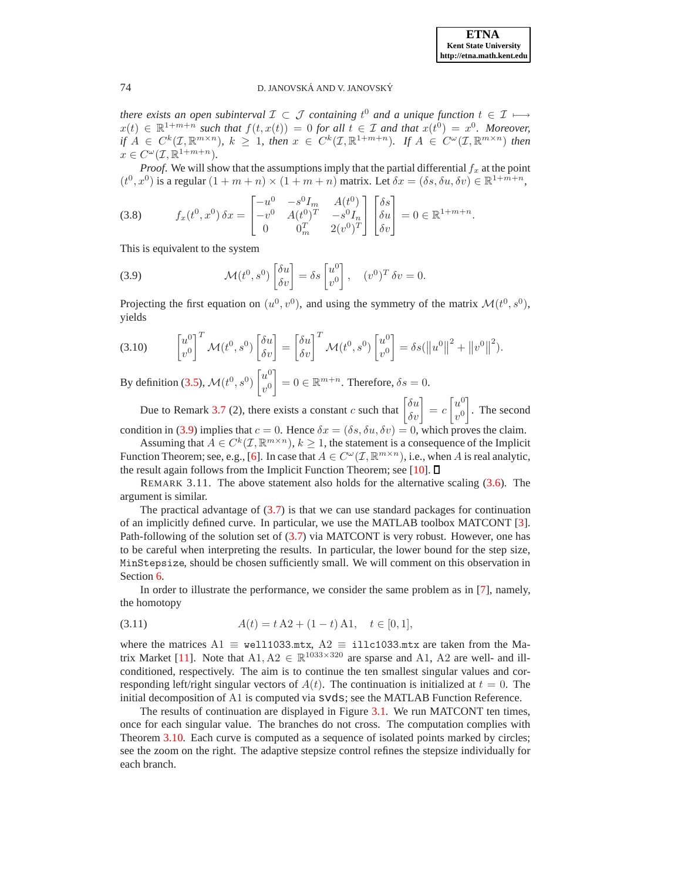*there exists an open subinterval $\mathcal{I} \subset \mathcal{J}$ containing $t^0$ and a unique function $t \in \mathcal{I} \longmapsto x(t) \in \mathbb{R}^{1+m+n}$ such that $f(t, x(t)) = 0$ for all $t \in \mathcal{I}$ and that $x(t^0) = x^0$. Moreover, if $A \in C^k(\mathcal{I}, \mathbb{R}^{m\times n})$, $k \geq 1$, then $x \in C^k(\mathcal{I}, \mathbb{R}^{1+m+n})$. If $A \in C^\omega(\mathcal{I}, \mathbb{R}^{m\times n})$ then $x \in C^\omega(\mathcal{I}, \mathbb{R}^{1+m+n})$.*

*Proof.* We will show that the assumptions imply that the partial differential $f_x$ at the point $(t^0, x^0)$ is a regular $(1+m+n)\times(1+m+n)$ matrix. Let $\delta x = (\delta s, \delta u, \delta v) \in \mathbb{R}^{1+m+n}$,

$$f_x(t^0, x^0)\,\delta x = \begin{bmatrix} -u^0 & -s^0 I_m & A(t^0) \\ -v^0 & A(t^0)^T & -s^0 I_n \\ 0 & 0_m^T & 2(v^0)^T \end{bmatrix} \begin{bmatrix} \delta s \\ \delta u \\ \delta v \end{bmatrix} = 0 \in \mathbb{R}^{1+m+n}. \tag{3.8}$$

This is equivalent to the system

$$\mathcal{M}(t^0, s^0) \begin{bmatrix} \delta u \\ \delta v \end{bmatrix} = \delta s \begin{bmatrix} u^0 \\ v^0 \end{bmatrix}, \quad (v^0)^T\,\delta v = 0. \tag{3.9}$$

Projecting the first equation on $(u^0, v^0)$, and using the symmetry of the matrix $\mathcal{M}(t^0, s^0)$, yields

$$\begin{bmatrix} u^0 \\ v^0 \end{bmatrix}^T \mathcal{M}(t^0, s^0) \begin{bmatrix} \delta u \\ \delta v \end{bmatrix} = \begin{bmatrix} \delta u \\ \delta v \end{bmatrix}^T \mathcal{M}(t^0, s^0) \begin{bmatrix} u^0 \\ v^0 \end{bmatrix} = \delta s(\|u^0\|^2 + \|v^0\|^2). \tag{3.10}$$

By definition (3.5), $\mathcal{M}(t^0, s^0) \begin{bmatrix} u^0 \\ v^0 \end{bmatrix} = 0 \in \mathbb{R}^{m+n}$. Therefore, $\delta s = 0$.

Due to Remark 3.7 (2), there exists a constant $c$ such that $\begin{bmatrix} \delta u \\ \delta v \end{bmatrix} = c \begin{bmatrix} u^0 \\ v^0 \end{bmatrix}$. The second condition in (3.9) implies that $c = 0$. Hence $\delta x = (\delta s, \delta u, \delta v) = 0$, which proves the claim.

Assuming that $A \in C^k(\mathcal{I}, \mathbb{R}^{m\times n})$, $k \geq 1$, the statement is a consequence of the Implicit Function Theorem; see, e.g., [6]. In case that $A \in C^\omega(\mathcal{I}, \mathbb{R}^{m\times n})$, i.e., when $A$ is real analytic, the result again follows from the Implicit Function Theorem; see [10]. ∎

REMARK 3.11. The above statement also holds for the alternative scaling (3.6). The argument is similar.

The practical advantage of (3.7) is that we can use standard packages for continuation of an implicitly defined curve. In particular, we use the MATLAB toolbox MATCONT [3]. Path-following of the solution set of (3.7) via MATCONT is very robust. However, one has to be careful when interpreting the results. In particular, the lower bound for the step size, `MinStepsize`, should be chosen sufficiently small. We will comment on this observation in Section 6.

In order to illustrate the performance, we consider the same problem as in [7], namely, the homotopy

$$A(t) = t\,\mathrm{A2} + (1-t)\,\mathrm{A1}, \quad t \in [0, 1], \tag{3.11}$$

where the matrices $\mathrm{A1} \equiv$ `well1033.mtx`, $\mathrm{A2} \equiv$ `illc1033.mtx` are taken from the Matrix Market [11]. Note that $\mathrm{A1}, \mathrm{A2} \in \mathbb{R}^{1033\times 320}$ are sparse and A1, A2 are well- and ill-conditioned, respectively. The aim is to continue the ten smallest singular values and corresponding left/right singular vectors of $A(t)$. The continuation is initialized at $t = 0$. The initial decomposition of A1 is computed via `svds`; see the MATLAB Function Reference.

The results of continuation are displayed in Figure 3.1. We run MATCONT ten times, once for each singular value. The branches do not cross. The computation complies with Theorem 3.10. Each curve is computed as a sequence of isolated points marked by circles; see the zoom on the right. The adaptive stepsize control refines the stepsize individually for each branch.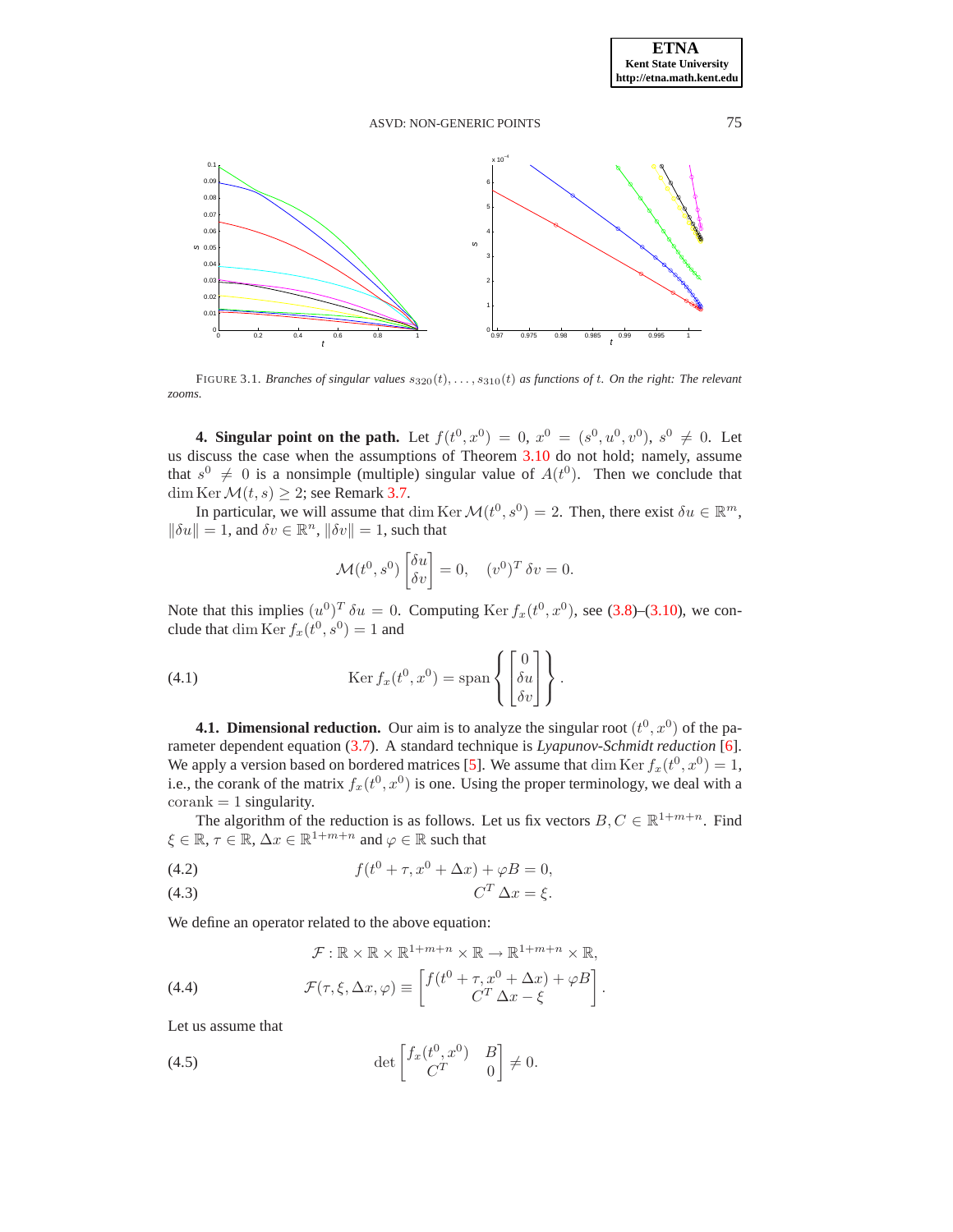FIGURE 3.1. *Branches of singular values $s_{320}(t), \ldots, s_{310}(t)$ as functions of $t$. On the right: The relevant zooms.*

**4. Singular point on the path.** Let $f(t^0, x^0) = 0$, $x^0 = (s^0, u^0, v^0)$, $s^0 \neq 0$. Let us discuss the case when the assumptions of Theorem 3.10 do not hold; namely, assume that $s^0 \neq 0$ is a nonsimple (multiple) singular value of $A(t^0)$. Then we conclude that $\dim \operatorname{Ker} \mathcal{M}(t, s) \geq 2$; see Remark 3.7.

In particular, we will assume that $\dim \operatorname{Ker} \mathcal{M}(t^0, s^0) = 2$. Then, there exist $\delta u \in \mathbb{R}^m$, $\|\delta u\| = 1$, and $\delta v \in \mathbb{R}^n$, $\|\delta v\| = 1$, such that

$$\mathcal{M}(t^0, s^0) \begin{bmatrix} \delta u \\ \delta v \end{bmatrix} = 0, \quad (v^0)^T \, \delta v = 0.$$

Note that this implies $(u^0)^T \, \delta u = 0$. Computing $\operatorname{Ker} f_x(t^0, x^0)$, see (3.8)–(3.10), we conclude that $\dim \operatorname{Ker} f_x(t^0, s^0) = 1$ and

$$\operatorname{Ker} f_x(t^0, x^0) = \operatorname{span} \left\{ \begin{bmatrix} 0 \\ \delta u \\ \delta v \end{bmatrix} \right\}. \tag{4.1}$$

**4.1. Dimensional reduction.** Our aim is to analyze the singular root $(t^0, x^0)$ of the parameter dependent equation (3.7). A standard technique is *Lyapunov-Schmidt reduction* [6]. We apply a version based on bordered matrices [5]. We assume that $\dim \operatorname{Ker} f_x(t^0, x^0) = 1$, i.e., the corank of the matrix $f_x(t^0, x^0)$ is one. Using the proper terminology, we deal with a $\operatorname{corank} = 1$ singularity.

The algorithm of the reduction is as follows. Let us fix vectors $B, C \in \mathbb{R}^{1+m+n}$. Find $\xi \in \mathbb{R}$, $\tau \in \mathbb{R}$, $\Delta x \in \mathbb{R}^{1+m+n}$ and $\varphi \in \mathbb{R}$ such that

$$f(t^0 + \tau, x^0 + \Delta x) + \varphi B = 0, \tag{4.2}$$

$$C^T \, \Delta x = \xi. \tag{4.3}$$

We define an operator related to the above equation:

$$\mathcal{F} : \mathbb{R} \times \mathbb{R} \times \mathbb{R}^{1+m+n} \times \mathbb{R} \to \mathbb{R}^{1+m+n} \times \mathbb{R},$$

$$\mathcal{F}(\tau, \xi, \Delta x, \varphi) \equiv \begin{bmatrix} f(t^0 + \tau, x^0 + \Delta x) + \varphi B \\ C^T \, \Delta x - \xi \end{bmatrix}. \tag{4.4}$$

Let us assume that

$$\det \begin{bmatrix} f_x(t^0, x^0) & B \\ C^T & 0 \end{bmatrix} \neq 0. \tag{4.5}$$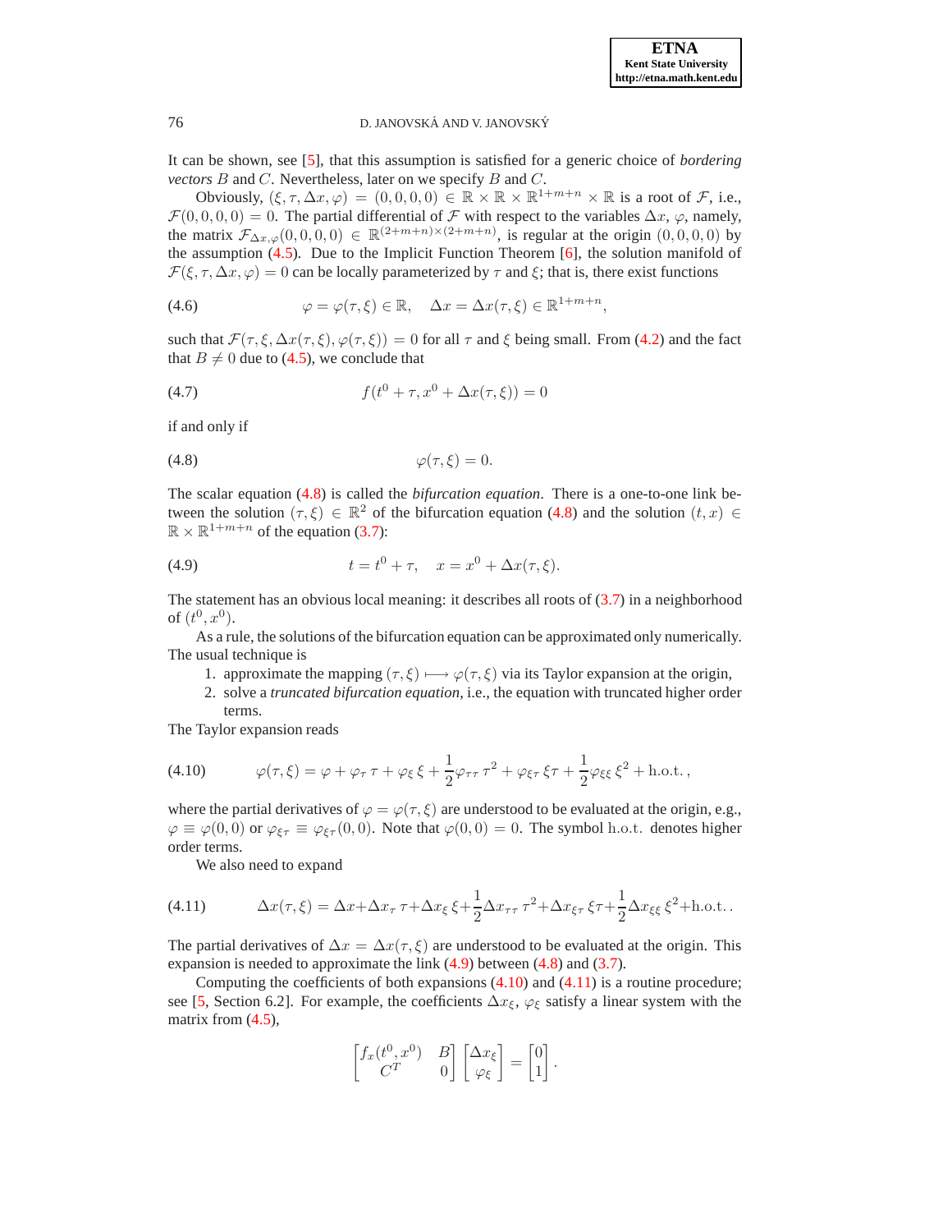It can be shown, see [5], that this assumption is satisfied for a generic choice of *bordering vectors* $B$ and $C$. Nevertheless, later on we specify $B$ and $C$.

Obviously, $(\xi, \tau, \Delta x, \varphi) = (0, 0, 0, 0) \in \mathbb{R} \times \mathbb{R} \times \mathbb{R}^{1+m+n} \times \mathbb{R}$ is a root of $\mathcal{F}$, i.e., $\mathcal{F}(0, 0, 0, 0) = 0$. The partial differential of $\mathcal{F}$ with respect to the variables $\Delta x$, $\varphi$, namely, the matrix $\mathcal{F}_{\Delta x, \varphi}(0, 0, 0, 0) \in \mathbb{R}^{(2+m+n)\times(2+m+n)}$, is regular at the origin $(0, 0, 0, 0)$ by the assumption (4.5). Due to the Implicit Function Theorem [6], the solution manifold of $\mathcal{F}(\xi, \tau, \Delta x, \varphi) = 0$ can be locally parameterized by $\tau$ and $\xi$; that is, there exist functions

$$\varphi = \varphi(\tau, \xi) \in \mathbb{R}, \quad \Delta x = \Delta x(\tau, \xi) \in \mathbb{R}^{1+m+n}, \tag{4.6}$$

such that $\mathcal{F}(\tau, \xi, \Delta x(\tau, \xi), \varphi(\tau, \xi)) = 0$ for all $\tau$ and $\xi$ being small. From (4.2) and the fact that $B \neq 0$ due to (4.5), we conclude that

$$f(t^0 + \tau, x^0 + \Delta x(\tau, \xi)) = 0 \tag{4.7}$$

if and only if

$$\varphi(\tau, \xi) = 0. \tag{4.8}$$

The scalar equation (4.8) is called the *bifurcation equation*. There is a one-to-one link between the solution $(\tau, \xi) \in \mathbb{R}^2$ of the bifurcation equation (4.8) and the solution $(t, x) \in \mathbb{R} \times \mathbb{R}^{1+m+n}$ of the equation (3.7):

$$t = t^0 + \tau, \quad x = x^0 + \Delta x(\tau, \xi). \tag{4.9}$$

The statement has an obvious local meaning: it describes all roots of (3.7) in a neighborhood of $(t^0, x^0)$.

As a rule, the solutions of the bifurcation equation can be approximated only numerically. The usual technique is

1. approximate the mapping $(\tau, \xi) \longmapsto \varphi(\tau, \xi)$ via its Taylor expansion at the origin,
2. solve a *truncated bifurcation equation*, i.e., the equation with truncated higher order terms.

The Taylor expansion reads

$$\varphi(\tau, \xi) = \varphi + \varphi_\tau\, \tau + \varphi_\xi\, \xi + \frac{1}{2}\varphi_{\tau\tau}\, \tau^2 + \varphi_{\xi\tau}\, \xi\tau + \frac{1}{2}\varphi_{\xi\xi}\, \xi^2 + \text{h.o.t.}\,, \tag{4.10}$$

where the partial derivatives of $\varphi = \varphi(\tau, \xi)$ are understood to be evaluated at the origin, e.g., $\varphi \equiv \varphi(0, 0)$ or $\varphi_{\xi\tau} \equiv \varphi_{\xi\tau}(0, 0)$. Note that $\varphi(0, 0) = 0$. The symbol h.o.t. denotes higher order terms.

We also need to expand

$$\Delta x(\tau, \xi) = \Delta x + \Delta x_\tau\, \tau + \Delta x_\xi\, \xi + \frac{1}{2}\Delta x_{\tau\tau}\, \tau^2 + \Delta x_{\xi\tau}\, \xi\tau + \frac{1}{2}\Delta x_{\xi\xi}\, \xi^2 + \text{h.o.t.}\,. \tag{4.11}$$

The partial derivatives of $\Delta x = \Delta x(\tau, \xi)$ are understood to be evaluated at the origin. This expansion is needed to approximate the link (4.9) between (4.8) and (3.7).

Computing the coefficients of both expansions (4.10) and (4.11) is a routine procedure; see [5, Section 6.2]. For example, the coefficients $\Delta x_\xi$, $\varphi_\xi$ satisfy a linear system with the matrix from (4.5),

$$\begin{bmatrix} f_x(t^0, x^0) & B \\ C^T & 0 \end{bmatrix} \begin{bmatrix} \Delta x_\xi \\ \varphi_\xi \end{bmatrix} = \begin{bmatrix} 0 \\ 1 \end{bmatrix}.$$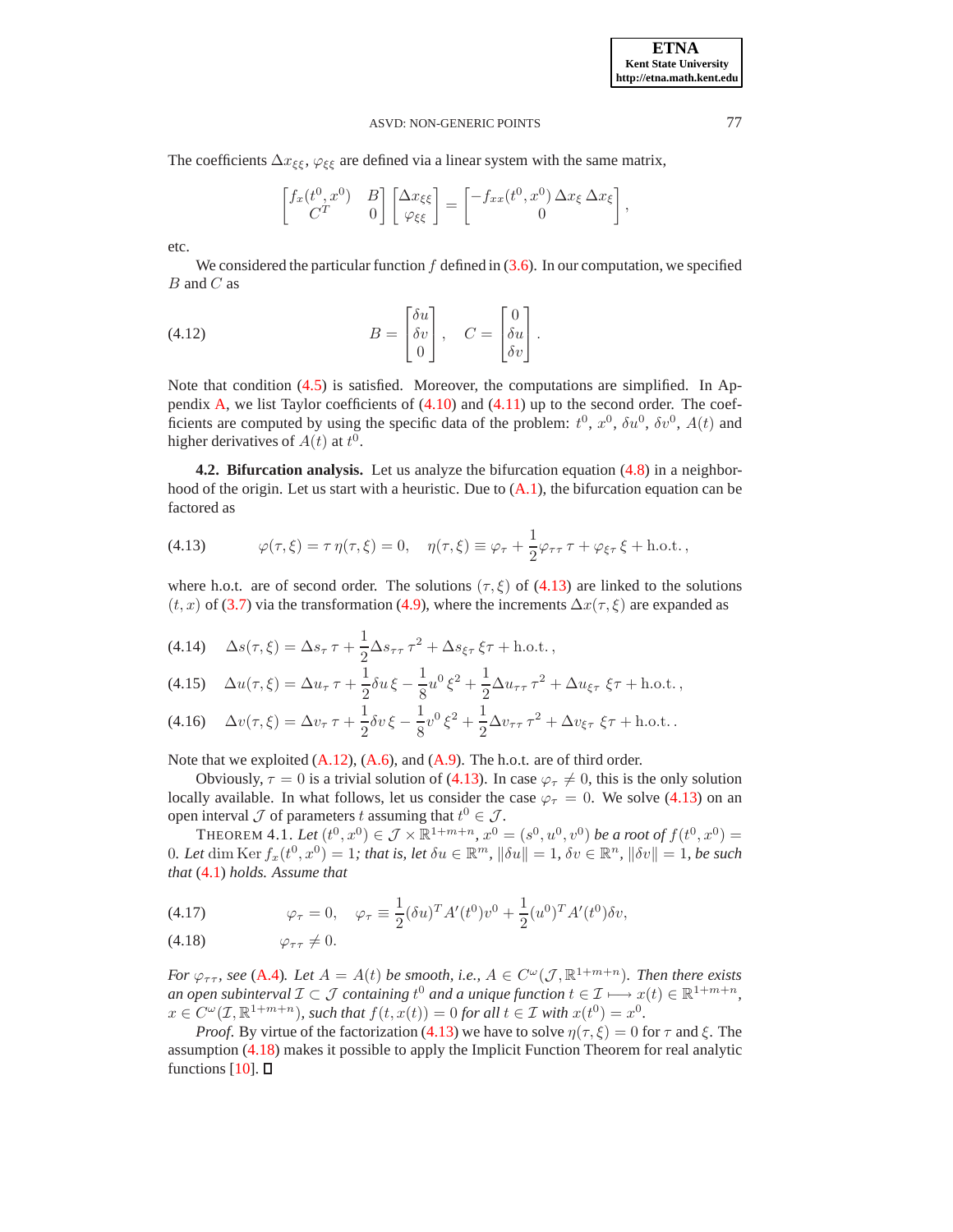The coefficients $\Delta x_{\xi\xi}$, $\varphi_{\xi\xi}$ are defined via a linear system with the same matrix,

$$\begin{bmatrix} f_x(t^0, x^0) & B \\ C^T & 0 \end{bmatrix} \begin{bmatrix} \Delta x_{\xi\xi} \\ \varphi_{\xi\xi} \end{bmatrix} = \begin{bmatrix} -f_{xx}(t^0, x^0)\, \Delta x_\xi\, \Delta x_\xi \\ 0 \end{bmatrix},$$

etc.

We considered the particular function $f$ defined in (3.6). In our computation, we specified $B$ and $C$ as

$$B = \begin{bmatrix} \delta u \\ \delta v \\ 0 \end{bmatrix}, \quad C = \begin{bmatrix} 0 \\ \delta u \\ \delta v \end{bmatrix}. \tag{4.12}$$

Note that condition (4.5) is satisfied. Moreover, the computations are simplified. In Appendix A, we list Taylor coefficients of (4.10) and (4.11) up to the second order. The coefficients are computed by using the specific data of the problem: $t^0$, $x^0$, $\delta u^0$, $\delta v^0$, $A(t)$ and higher derivatives of $A(t)$ at $t^0$.

**4.2. Bifurcation analysis.** Let us analyze the bifurcation equation (4.8) in a neighborhood of the origin. Let us start with a heuristic. Due to (A.1), the bifurcation equation can be factored as

$$\varphi(\tau, \xi) = \tau\, \eta(\tau, \xi) = 0, \quad \eta(\tau, \xi) \equiv \varphi_\tau + \frac{1}{2}\varphi_{\tau\tau}\, \tau + \varphi_{\xi\tau}\, \xi + \text{h.o.t.}, \tag{4.13}$$

where h.o.t. are of second order. The solutions $(\tau, \xi)$ of (4.13) are linked to the solutions $(t, x)$ of (3.7) via the transformation (4.9), where the increments $\Delta x(\tau, \xi)$ are expanded as

$$\Delta s(\tau, \xi) = \Delta s_\tau\, \tau + \frac{1}{2}\Delta s_{\tau\tau}\, \tau^2 + \Delta s_{\xi\tau}\, \xi\tau + \text{h.o.t.}, \tag{4.14}$$

$$\Delta u(\tau, \xi) = \Delta u_\tau\, \tau + \frac{1}{2}\delta u\, \xi - \frac{1}{8}u^0\, \xi^2 + \frac{1}{2}\Delta u_{\tau\tau}\, \tau^2 + \Delta u_{\xi\tau}\, \xi\tau + \text{h.o.t.}, \tag{4.15}$$

$$\Delta v(\tau, \xi) = \Delta v_\tau\, \tau + \frac{1}{2}\delta v\, \xi - \frac{1}{8}v^0\, \xi^2 + \frac{1}{2}\Delta v_{\tau\tau}\, \tau^2 + \Delta v_{\xi\tau}\, \xi\tau + \text{h.o.t.}. \tag{4.16}$$

Note that we exploited (A.12), (A.6), and (A.9). The h.o.t. are of third order.

Obviously, $\tau = 0$ is a trivial solution of (4.13). In case $\varphi_\tau \neq 0$, this is the only solution locally available. In what follows, let us consider the case $\varphi_\tau = 0$. We solve (4.13) on an open interval $\mathcal{J}$ of parameters $t$ assuming that $t^0 \in \mathcal{J}$.

THEOREM 4.1. *Let $(t^0, x^0) \in \mathcal{J} \times \mathbb{R}^{1+m+n}$, $x^0 = (s^0, u^0, v^0)$ be a root of $f(t^0, x^0) = 0$. Let $\dim \operatorname{Ker} f_x(t^0, x^0) = 1$; that is, let $\delta u \in \mathbb{R}^m$, $\|\delta u\| = 1$, $\delta v \in \mathbb{R}^n$, $\|\delta v\| = 1$, be such that (4.1) holds. Assume that*

$$\varphi_\tau = 0, \quad \varphi_\tau \equiv \frac{1}{2}(\delta u)^T A'(t^0) v^0 + \frac{1}{2}(u^0)^T A'(t^0) \delta v, \tag{4.17}$$

$$\varphi_{\tau\tau} \neq 0. \tag{4.18}$$

*For $\varphi_{\tau\tau}$, see (A.4). Let $A = A(t)$ be smooth, i.e., $A \in C^\omega(\mathcal{J}, \mathbb{R}^{1+m+n})$. Then there exists an open subinterval $\mathcal{I} \subset \mathcal{J}$ containing $t^0$ and a unique function $t \in \mathcal{I} \longmapsto x(t) \in \mathbb{R}^{1+m+n}$, $x \in C^\omega(\mathcal{I}, \mathbb{R}^{1+m+n})$, such that $f(t, x(t)) = 0$ for all $t \in \mathcal{I}$ with $x(t^0) = x^0$.*

*Proof.* By virtue of the factorization (4.13) we have to solve $\eta(\tau, \xi) = 0$ for $\tau$ and $\xi$. The assumption (4.18) makes it possible to apply the Implicit Function Theorem for real analytic functions [10]. ☐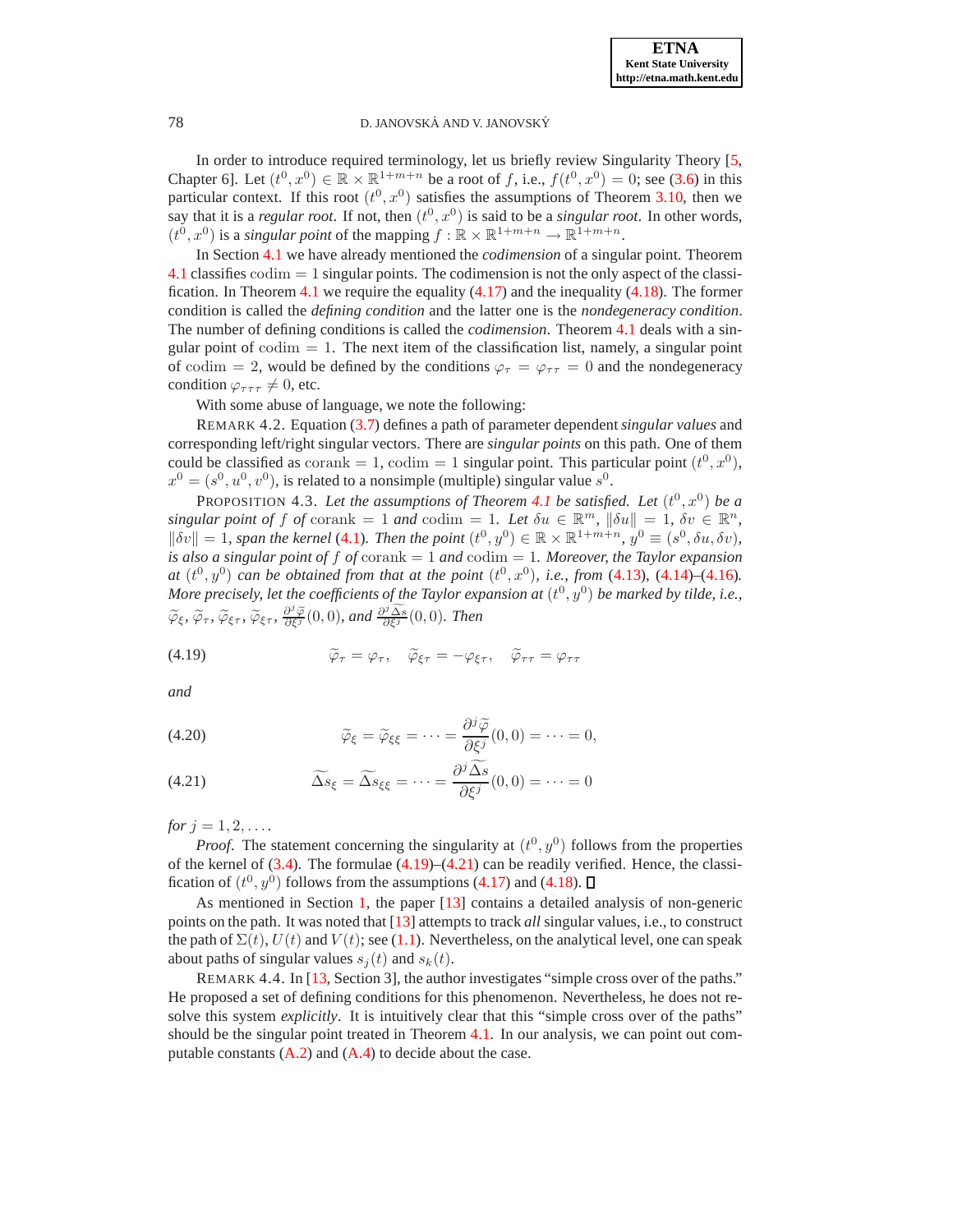In order to introduce required terminology, let us briefly review Singularity Theory [5, Chapter 6]. Let $(t^0, x^0) \in \mathbb{R} \times \mathbb{R}^{1+m+n}$ be a root of $f$, i.e., $f(t^0, x^0) = 0$; see (3.6) in this particular context. If this root $(t^0, x^0)$ satisfies the assumptions of Theorem 3.10, then we say that it is a *regular root*. If not, then $(t^0, x^0)$ is said to be a *singular root*. In other words, $(t^0, x^0)$ is a *singular point* of the mapping $f : \mathbb{R} \times \mathbb{R}^{1+m+n} \to \mathbb{R}^{1+m+n}$.

In Section 4.1 we have already mentioned the *codimension* of a singular point. Theorem 4.1 classifies $\mathrm{codim} = 1$ singular points. The codimension is not the only aspect of the classification. In Theorem 4.1 we require the equality (4.17) and the inequality (4.18). The former condition is called the *defining condition* and the latter one is the *nondegeneracy condition*. The number of defining conditions is called the *codimension*. Theorem 4.1 deals with a singular point of $\mathrm{codim} = 1$. The next item of the classification list, namely, a singular point of $\mathrm{codim} = 2$, would be defined by the conditions $\varphi_\tau = \varphi_{\tau\tau} = 0$ and the nondegeneracy condition $\varphi_{\tau\tau\tau} \neq 0$, etc.

With some abuse of language, we note the following:

REMARK 4.2. Equation (3.7) defines a path of parameter dependent *singular values* and corresponding left/right singular vectors. There are *singular points* on this path. One of them could be classified as $\mathrm{corank} = 1$, $\mathrm{codim} = 1$ singular point. This particular point $(t^0, x^0)$, $x^0 = (s^0, u^0, v^0)$, is related to a nonsimple (multiple) singular value $s^0$.

PROPOSITION 4.3. *Let the assumptions of Theorem 4.1 be satisfied. Let $(t^0, x^0)$ be a singular point of $f$ of $\mathrm{corank} = 1$ and $\mathrm{codim} = 1$. Let $\delta u \in \mathbb{R}^m$, $\|\delta u\| = 1$, $\delta v \in \mathbb{R}^n$, $\|\delta v\| = 1$, span the kernel (4.1). Then the point $(t^0, y^0) \in \mathbb{R} \times \mathbb{R}^{1+m+n}$, $y^0 \equiv (s^0, \delta u, \delta v)$, is also a singular point of $f$ of $\mathrm{corank} = 1$ and $\mathrm{codim} = 1$. Moreover, the Taylor expansion at $(t^0, y^0)$ can be obtained from that at the point $(t^0, x^0)$, i.e., from (4.13), (4.14)–(4.16). More precisely, let the coefficients of the Taylor expansion at $(t^0, y^0)$ be marked by tilde, i.e., $\widetilde{\varphi}_\xi$, $\widetilde{\varphi}_\tau$, $\widetilde{\varphi}_{\xi\tau}$, $\widetilde{\varphi}_{\xi\tau}$, $\frac{\partial^j \widetilde{\varphi}}{\partial \xi^j}(0,0)$, and $\frac{\partial^j \widetilde{\Delta s}}{\partial \xi^j}(0,0)$. Then*

$$\widetilde{\varphi}_\tau = \varphi_\tau, \quad \widetilde{\varphi}_{\xi\tau} = -\varphi_{\xi\tau}, \quad \widetilde{\varphi}_{\tau\tau} = \varphi_{\tau\tau} \tag{4.19}$$

*and*

$$\widetilde{\varphi}_\xi = \widetilde{\varphi}_{\xi\xi} = \cdots = \frac{\partial^j \widetilde{\varphi}}{\partial \xi^j}(0,0) = \cdots = 0, \tag{4.20}$$

$$\widetilde{\Delta s}_\xi = \widetilde{\Delta s}_{\xi\xi} = \cdots = \frac{\partial^j \widetilde{\Delta s}}{\partial \xi^j}(0,0) = \cdots = 0 \tag{4.21}$$

*for $j = 1, 2, \ldots$.*

*Proof.* The statement concerning the singularity at $(t^0, y^0)$ follows from the properties of the kernel of (3.4). The formulae (4.19)–(4.21) can be readily verified. Hence, the classification of $(t^0, y^0)$ follows from the assumptions (4.17) and (4.18). ∎

As mentioned in Section 1, the paper [13] contains a detailed analysis of non-generic points on the path. It was noted that [13] attempts to track *all* singular values, i.e., to construct the path of $\Sigma(t)$, $U(t)$ and $V(t)$; see (1.1). Nevertheless, on the analytical level, one can speak about paths of singular values $s_j(t)$ and $s_k(t)$.

REMARK 4.4. In [13, Section 3], the author investigates "simple cross over of the paths." He proposed a set of defining conditions for this phenomenon. Nevertheless, he does not resolve this system *explicitly*. It is intuitively clear that this "simple cross over of the paths" should be the singular point treated in Theorem 4.1. In our analysis, we can point out computable constants (A.2) and (A.4) to decide about the case.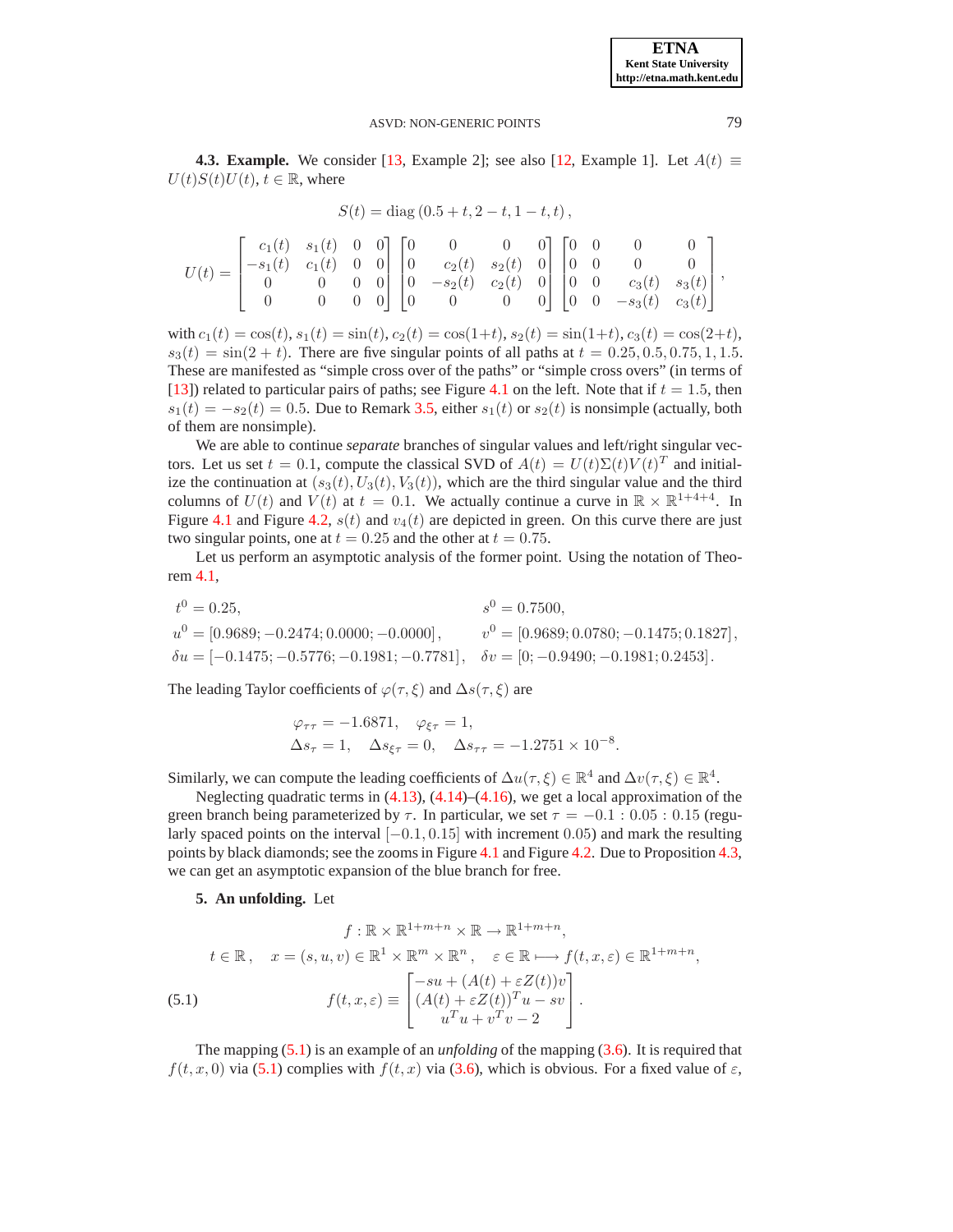**4.3. Example.** We consider [13, Example 2]; see also [12, Example 1]. Let $A(t) \equiv U(t)S(t)U(t)$, $t \in \mathbb{R}$, where

$$S(t) = \mathrm{diag}\,(0.5+t, 2-t, 1-t, t)\,,$$

$$U(t) = \begin{bmatrix} c_1(t) & s_1(t) & 0 & 0 \\ -s_1(t) & c_1(t) & 0 & 0 \\ 0 & 0 & 0 & 0 \\ 0 & 0 & 0 & 0 \end{bmatrix} \begin{bmatrix} 0 & 0 & 0 & 0 \\ 0 & c_2(t) & s_2(t) & 0 \\ 0 & -s_2(t) & c_2(t) & 0 \\ 0 & 0 & 0 & 0 \end{bmatrix} \begin{bmatrix} 0 & 0 & 0 & 0 \\ 0 & 0 & 0 & 0 \\ 0 & 0 & c_3(t) & s_3(t) \\ 0 & 0 & -s_3(t) & c_3(t) \end{bmatrix},$$

with $c_1(t) = \cos(t)$, $s_1(t) = \sin(t)$, $c_2(t) = \cos(1+t)$, $s_2(t) = \sin(1+t)$, $c_3(t) = \cos(2+t)$, $s_3(t) = \sin(2+t)$. There are five singular points of all paths at $t = 0.25, 0.5, 0.75, 1, 1.5$. These are manifested as "simple cross over of the paths" or "simple cross overs" (in terms of [13]) related to particular pairs of paths; see Figure 4.1 on the left. Note that if $t = 1.5$, then $s_1(t) = -s_2(t) = 0.5$. Due to Remark 3.5, either $s_1(t)$ or $s_2(t)$ is nonsimple (actually, both of them are nonsimple).

We are able to continue *separate* branches of singular values and left/right singular vectors. Let us set $t = 0.1$, compute the classical SVD of $A(t) = U(t)\Sigma(t)V(t)^T$ and initialize the continuation at $(s_3(t), U_3(t), V_3(t))$, which are the third singular value and the third columns of $U(t)$ and $V(t)$ at $t = 0.1$. We actually continue a curve in $\mathbb{R} \times \mathbb{R}^{1+4+4}$. In Figure 4.1 and Figure 4.2, $s(t)$ and $v_4(t)$ are depicted in green. On this curve there are just two singular points, one at $t = 0.25$ and the other at $t = 0.75$.

Let us perform an asymptotic analysis of the former point. Using the notation of Theorem 4.1,

$$\begin{aligned}
&t^0 = 0.25, && s^0 = 0.7500,\\
&u^0 = [0.9689; -0.2474; 0.0000; -0.0000]\,, && v^0 = [0.9689; 0.0780; -0.1475; 0.1827]\,,\\
&\delta u = [-0.1475; -0.5776; -0.1981; -0.7781]\,, && \delta v = [0; -0.9490; -0.1981; 0.2453]\,.
\end{aligned}$$

The leading Taylor coefficients of $\varphi(\tau, \xi)$ and $\Delta s(\tau, \xi)$ are

$$\begin{aligned}
&\varphi_{\tau\tau} = -1.6871, \quad \varphi_{\xi\tau} = 1,\\
&\Delta s_\tau = 1, \quad \Delta s_{\xi\tau} = 0, \quad \Delta s_{\tau\tau} = -1.2751 \times 10^{-8}.
\end{aligned}$$

Similarly, we can compute the leading coefficients of $\Delta u(\tau, \xi) \in \mathbb{R}^4$ and $\Delta v(\tau, \xi) \in \mathbb{R}^4$.

Neglecting quadratic terms in (4.13), (4.14)–(4.16), we get a local approximation of the green branch being parameterized by $\tau$. In particular, we set $\tau = -0.1 : 0.05 : 0.15$ (regularly spaced points on the interval $[-0.1, 0.15]$ with increment $0.05$) and mark the resulting points by black diamonds; see the zooms in Figure 4.1 and Figure 4.2. Due to Proposition 4.3, we can get an asymptotic expansion of the blue branch for free.

**5. An unfolding.** Let

$$f : \mathbb{R} \times \mathbb{R}^{1+m+n} \times \mathbb{R} \to \mathbb{R}^{1+m+n},$$

$$t \in \mathbb{R}\,, \quad x = (s, u, v) \in \mathbb{R}^1 \times \mathbb{R}^m \times \mathbb{R}^n\,, \quad \varepsilon \in \mathbb{R} \longmapsto f(t, x, \varepsilon) \in \mathbb{R}^{1+m+n},$$

$$f(t, x, \varepsilon) \equiv \begin{bmatrix} -su + (A(t) + \varepsilon Z(t))v \\ (A(t) + \varepsilon Z(t))^T u - sv \\ u^T u + v^T v - 2 \end{bmatrix}. \tag{5.1}$$

The mapping (5.1) is an example of an *unfolding* of the mapping (3.6). It is required that $f(t, x, 0)$ via (5.1) complies with $f(t, x)$ via (3.6), which is obvious. For a fixed value of $\varepsilon$,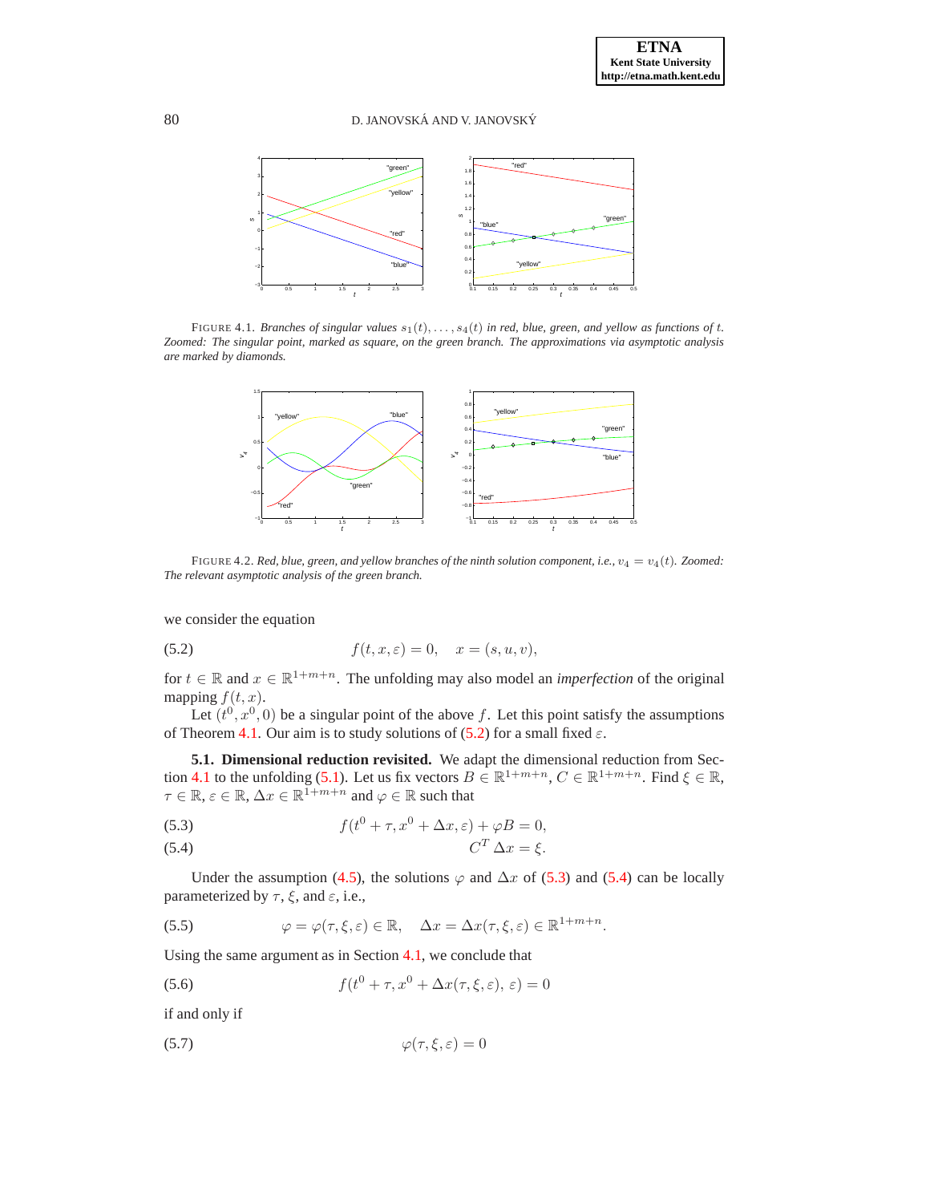FIGURE 4.1. *Branches of singular values $s_1(t), \ldots, s_4(t)$ in red, blue, green, and yellow as functions of $t$. Zoomed: The singular point, marked as square, on the green branch. The approximations via asymptotic analysis are marked by diamonds.*

FIGURE 4.2. *Red, blue, green, and yellow branches of the ninth solution component, i.e., $v_4 = v_4(t)$. Zoomed: The relevant asymptotic analysis of the green branch.*

we consider the equation

$$f(t, x, \varepsilon) = 0, \quad x = (s, u, v), \tag{5.2}$$

for $t \in \mathbb{R}$ and $x \in \mathbb{R}^{1+m+n}$. The unfolding may also model an *imperfection* of the original mapping $f(t, x)$.

Let $(t^0, x^0, 0)$ be a singular point of the above $f$. Let this point satisfy the assumptions of Theorem 4.1. Our aim is to study solutions of (5.2) for a small fixed $\varepsilon$.

**5.1. Dimensional reduction revisited.** We adapt the dimensional reduction from Section 4.1 to the unfolding (5.1). Let us fix vectors $B \in \mathbb{R}^{1+m+n}$, $C \in \mathbb{R}^{1+m+n}$. Find $\xi \in \mathbb{R}$, $\tau \in \mathbb{R}$, $\varepsilon \in \mathbb{R}$, $\Delta x \in \mathbb{R}^{1+m+n}$ and $\varphi \in \mathbb{R}$ such that

$$f(t^0 + \tau, x^0 + \Delta x, \varepsilon) + \varphi B = 0, \tag{5.3}$$

$$C^T \Delta x = \xi. \tag{5.4}$$

Under the assumption (4.5), the solutions $\varphi$ and $\Delta x$ of (5.3) and (5.4) can be locally parameterized by $\tau$, $\xi$, and $\varepsilon$, i.e.,

$$\varphi = \varphi(\tau, \xi, \varepsilon) \in \mathbb{R}, \quad \Delta x = \Delta x(\tau, \xi, \varepsilon) \in \mathbb{R}^{1+m+n}. \tag{5.5}$$

Using the same argument as in Section 4.1, we conclude that

$$f(t^0 + \tau, x^0 + \Delta x(\tau, \xi, \varepsilon), \varepsilon) = 0 \tag{5.6}$$

if and only if

$$\varphi(\tau, \xi, \varepsilon) = 0 \tag{5.7}$$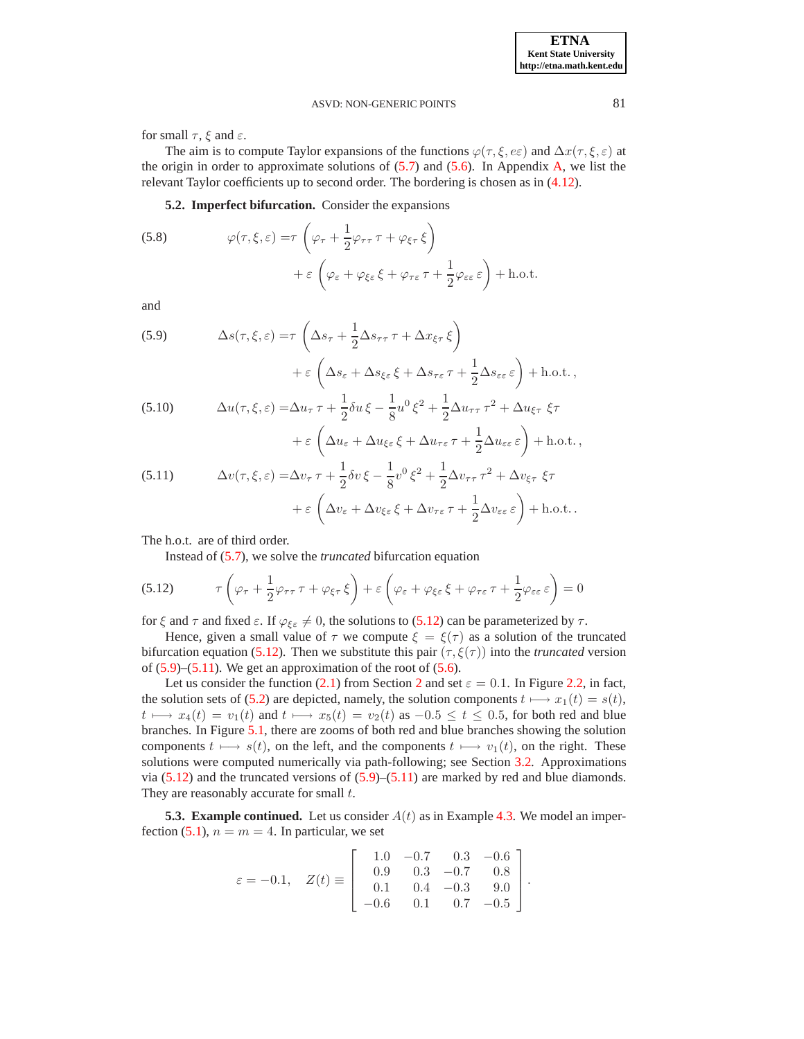for small $\tau$, $\xi$ and $\varepsilon$.

The aim is to compute Taylor expansions of the functions $\varphi(\tau, \xi, e\varepsilon)$ and $\Delta x(\tau, \xi, \varepsilon)$ at the origin in order to approximate solutions of (5.7) and (5.6). In Appendix A, we list the relevant Taylor coefficients up to second order. The bordering is chosen as in (4.12).

**5.2. Imperfect bifurcation.** Consider the expansions

$$
\begin{aligned}
\varphi(\tau, \xi, \varepsilon) =& \tau \left( \varphi_\tau + \frac{1}{2}\varphi_{\tau\tau}\, \tau + \varphi_{\xi\tau}\, \xi \right) \\
&+ \varepsilon \left( \varphi_\varepsilon + \varphi_{\xi\varepsilon}\, \xi + \varphi_{\tau\varepsilon}\, \tau + \frac{1}{2}\varphi_{\varepsilon\varepsilon}\, \varepsilon \right) + \text{h.o.t.}
\end{aligned}
\tag{5.8}
$$

and

$$
\begin{aligned}
\Delta s(\tau, \xi, \varepsilon) =& \tau \left( \Delta s_\tau + \frac{1}{2}\Delta s_{\tau\tau}\, \tau + \Delta x_{\xi\tau}\, \xi \right) \\
&+ \varepsilon \left( \Delta s_\varepsilon + \Delta s_{\xi\varepsilon}\, \xi + \Delta s_{\tau\varepsilon}\, \tau + \frac{1}{2}\Delta s_{\varepsilon\varepsilon}\, \varepsilon \right) + \text{h.o.t.}\,,
\end{aligned}
\tag{5.9}
$$

$$
\begin{aligned}
\Delta u(\tau, \xi, \varepsilon) =& \Delta u_\tau\, \tau + \frac{1}{2}\delta u\, \xi - \frac{1}{8}u^0\, \xi^2 + \frac{1}{2}\Delta u_{\tau\tau}\, \tau^2 + \Delta u_{\xi\tau}\, \xi\tau \\
&+ \varepsilon \left( \Delta u_\varepsilon + \Delta u_{\xi\varepsilon}\, \xi + \Delta u_{\tau\varepsilon}\, \tau + \frac{1}{2}\Delta u_{\varepsilon\varepsilon}\, \varepsilon \right) + \text{h.o.t.}\,,
\end{aligned}
\tag{5.10}
$$

$$
\begin{aligned}
\Delta v(\tau, \xi, \varepsilon) =& \Delta v_\tau\, \tau + \frac{1}{2}\delta v\, \xi - \frac{1}{8}v^0\, \xi^2 + \frac{1}{2}\Delta v_{\tau\tau}\, \tau^2 + \Delta v_{\xi\tau}\, \xi\tau \\
&+ \varepsilon \left( \Delta v_\varepsilon + \Delta v_{\xi\varepsilon}\, \xi + \Delta v_{\tau\varepsilon}\, \tau + \frac{1}{2}\Delta v_{\varepsilon\varepsilon}\, \varepsilon \right) + \text{h.o.t.}\,.
\end{aligned}
\tag{5.11}
$$

The h.o.t. are of third order.

Instead of (5.7), we solve the *truncated* bifurcation equation

$$
\tau \left( \varphi_\tau + \frac{1}{2}\varphi_{\tau\tau}\, \tau + \varphi_{\xi\tau}\, \xi \right) + \varepsilon \left( \varphi_\varepsilon + \varphi_{\xi\varepsilon}\, \xi + \varphi_{\tau\varepsilon}\, \tau + \frac{1}{2}\varphi_{\varepsilon\varepsilon}\, \varepsilon \right) = 0
\tag{5.12}
$$

for $\xi$ and $\tau$ and fixed $\varepsilon$. If $\varphi_{\xi\varepsilon} \neq 0$, the solutions to (5.12) can be parameterized by $\tau$.

Hence, given a small value of $\tau$ we compute $\xi = \xi(\tau)$ as a solution of the truncated bifurcation equation (5.12). Then we substitute this pair $(\tau, \xi(\tau))$ into the *truncated* version of (5.9)–(5.11). We get an approximation of the root of (5.6).

Let us consider the function (2.1) from Section 2 and set $\varepsilon = 0.1$. In Figure 2.2, in fact, the solution sets of (5.2) are depicted, namely, the solution components $t \longmapsto x_1(t) = s(t)$, $t \longmapsto x_4(t) = v_1(t)$ and $t \longmapsto x_5(t) = v_2(t)$ as $-0.5 \leq t \leq 0.5$, for both red and blue branches. In Figure 5.1, there are zooms of both red and blue branches showing the solution components $t \longmapsto s(t)$, on the left, and the components $t \longmapsto v_1(t)$, on the right. These solutions were computed numerically via path-following; see Section 3.2. Approximations via (5.12) and the truncated versions of (5.9)–(5.11) are marked by red and blue diamonds. They are reasonably accurate for small $t$.

**5.3. Example continued.** Let us consider $A(t)$ as in Example 4.3. We model an imperfection (5.1), $n = m = 4$. In particular, we set

$$
\varepsilon = -0.1, \quad Z(t) \equiv \begin{bmatrix} 1.0 & -0.7 & 0.3 & -0.6 \\ 0.9 & 0.3 & -0.7 & 0.8 \\ 0.1 & 0.4 & -0.3 & 9.0 \\ -0.6 & 0.1 & 0.7 & -0.5 \end{bmatrix}.
$$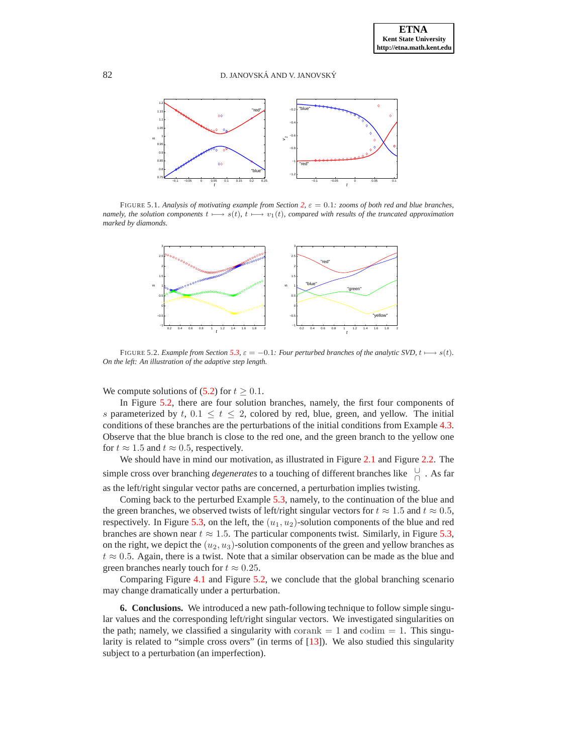FIGURE 5.1. *Analysis of motivating example from Section 2, $\varepsilon = 0.1$: zooms of both red and blue branches, namely, the solution components $t \longmapsto s(t)$, $t \longmapsto v_1(t)$, compared with results of the truncated approximation marked by diamonds.*

FIGURE 5.2. *Example from Section 5.3, $\varepsilon = -0.1$: Four perturbed branches of the analytic SVD, $t \longmapsto s(t)$. On the left: An illustration of the adaptive step length.*

We compute solutions of (5.2) for $t \geq 0.1$.

In Figure 5.2, there are four solution branches, namely, the first four components of $s$ parameterized by $t$, $0.1 \leq t \leq 2$, colored by red, blue, green, and yellow. The initial conditions of these branches are the perturbations of the initial conditions from Example 4.3. Observe that the blue branch is close to the red one, and the green branch to the yellow one for $t \approx 1.5$ and $t \approx 0.5$, respectively.

We should have in mind our motivation, as illustrated in Figure 2.1 and Figure 2.2. The simple cross over branching *degenerates* to a touching of different branches like $\substack{\cup \\ \cap}$. As far as the left/right singular vector paths are concerned, a perturbation implies twisting.

Coming back to the perturbed Example 5.3, namely, to the continuation of the blue and the green branches, we observed twists of left/right singular vectors for $t \approx 1.5$ and $t \approx 0.5$, respectively. In Figure 5.3, on the left, the $(u_1, u_2)$-solution components of the blue and red branches are shown near $t \approx 1.5$. The particular components twist. Similarly, in Figure 5.3, on the right, we depict the $(u_2, u_3)$-solution components of the green and yellow branches as $t \approx 0.5$. Again, there is a twist. Note that a similar observation can be made as the blue and green branches nearly touch for $t \approx 0.25$.

Comparing Figure 4.1 and Figure 5.2, we conclude that the global branching scenario may change dramatically under a perturbation.

## 6. Conclusions.

We introduced a new path-following technique to follow simple singular values and the corresponding left/right singular vectors. We investigated singularities on the path; namely, we classified a singularity with $\operatorname{corank} = 1$ and $\operatorname{codim} = 1$. This singularity is related to "simple cross overs" (in terms of [13]). We also studied this singularity subject to a perturbation (an imperfection).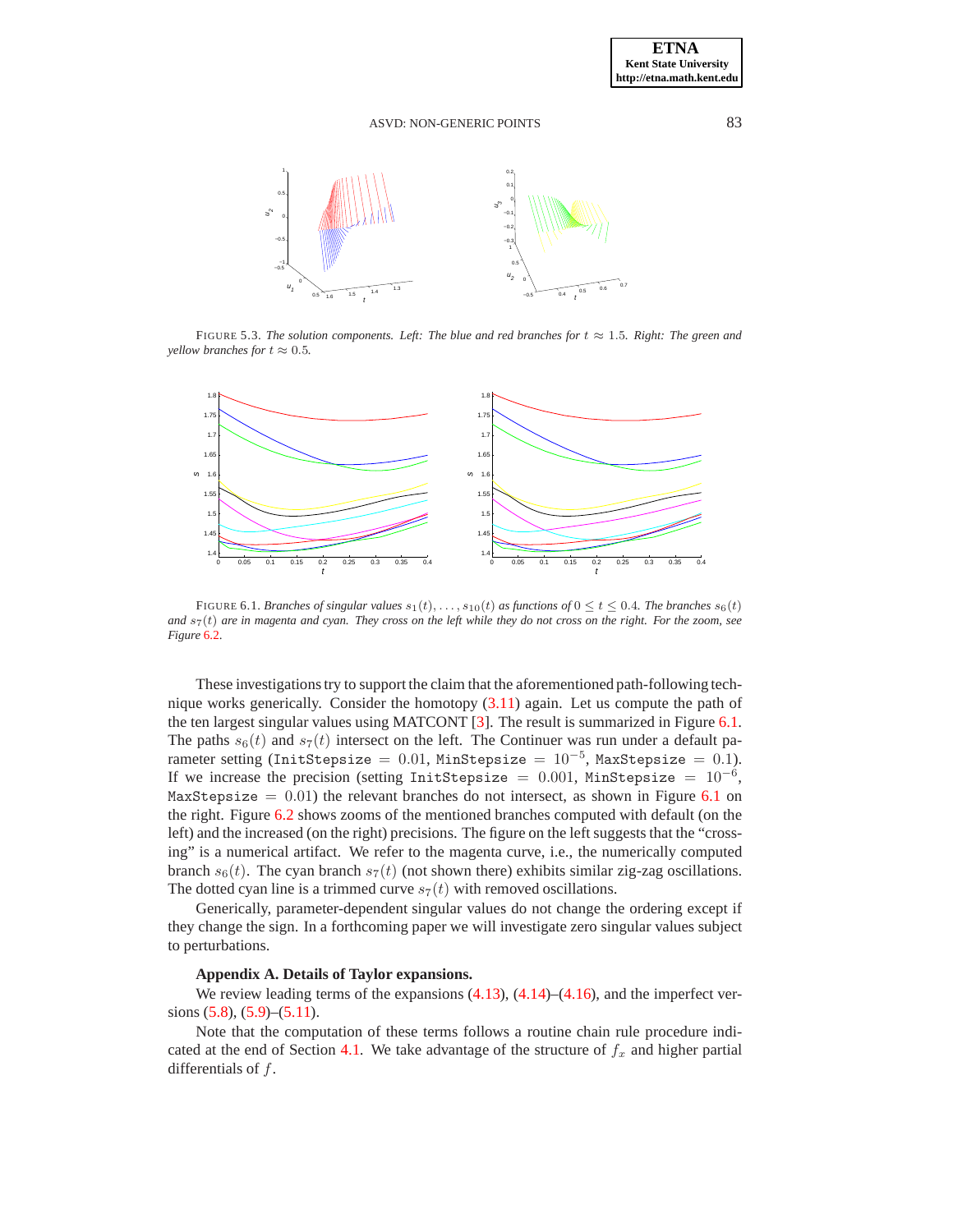FIGURE 5.3. *The solution components. Left: The blue and red branches for $t \approx 1.5$. Right: The green and yellow branches for $t \approx 0.5$.*

FIGURE 6.1. *Branches of singular values $s_1(t), \ldots, s_{10}(t)$ as functions of $0 \le t \le 0.4$. The branches $s_6(t)$ and $s_7(t)$ are in magenta and cyan. They cross on the left while they do not cross on the right. For the zoom, see Figure 6.2.*

These investigations try to support the claim that the aforementioned path-following technique works generically. Consider the homotopy (3.11) again. Let us compute the path of the ten largest singular values using MATCONT [3]. The result is summarized in Figure 6.1. The paths $s_6(t)$ and $s_7(t)$ intersect on the left. The Continuer was run under a default parameter setting (`InitStepsize` $= 0.01$, `MinStepsize` $= 10^{-5}$, `MaxStepsize` $= 0.1$). If we increase the precision (setting `InitStepsize` $= 0.001$, `MinStepsize` $= 10^{-6}$, `MaxStepsize` $= 0.01$) the relevant branches do not intersect, as shown in Figure 6.1 on the right. Figure 6.2 shows zooms of the mentioned branches computed with default (on the left) and the increased (on the right) precisions. The figure on the left suggests that the "crossing" is a numerical artifact. We refer to the magenta curve, i.e., the numerically computed branch $s_6(t)$. The cyan branch $s_7(t)$ (not shown there) exhibits similar zig-zag oscillations. The dotted cyan line is a trimmed curve $s_7(t)$ with removed oscillations.

Generically, parameter-dependent singular values do not change the ordering except if they change the sign. In a forthcoming paper we will investigate zero singular values subject to perturbations.

**Appendix A. Details of Taylor expansions.**

We review leading terms of the expansions (4.13), (4.14)–(4.16), and the imperfect versions (5.8), (5.9)–(5.11).

Note that the computation of these terms follows a routine chain rule procedure indicated at the end of Section 4.1. We take advantage of the structure of $f_x$ and higher partial differentials of $f$.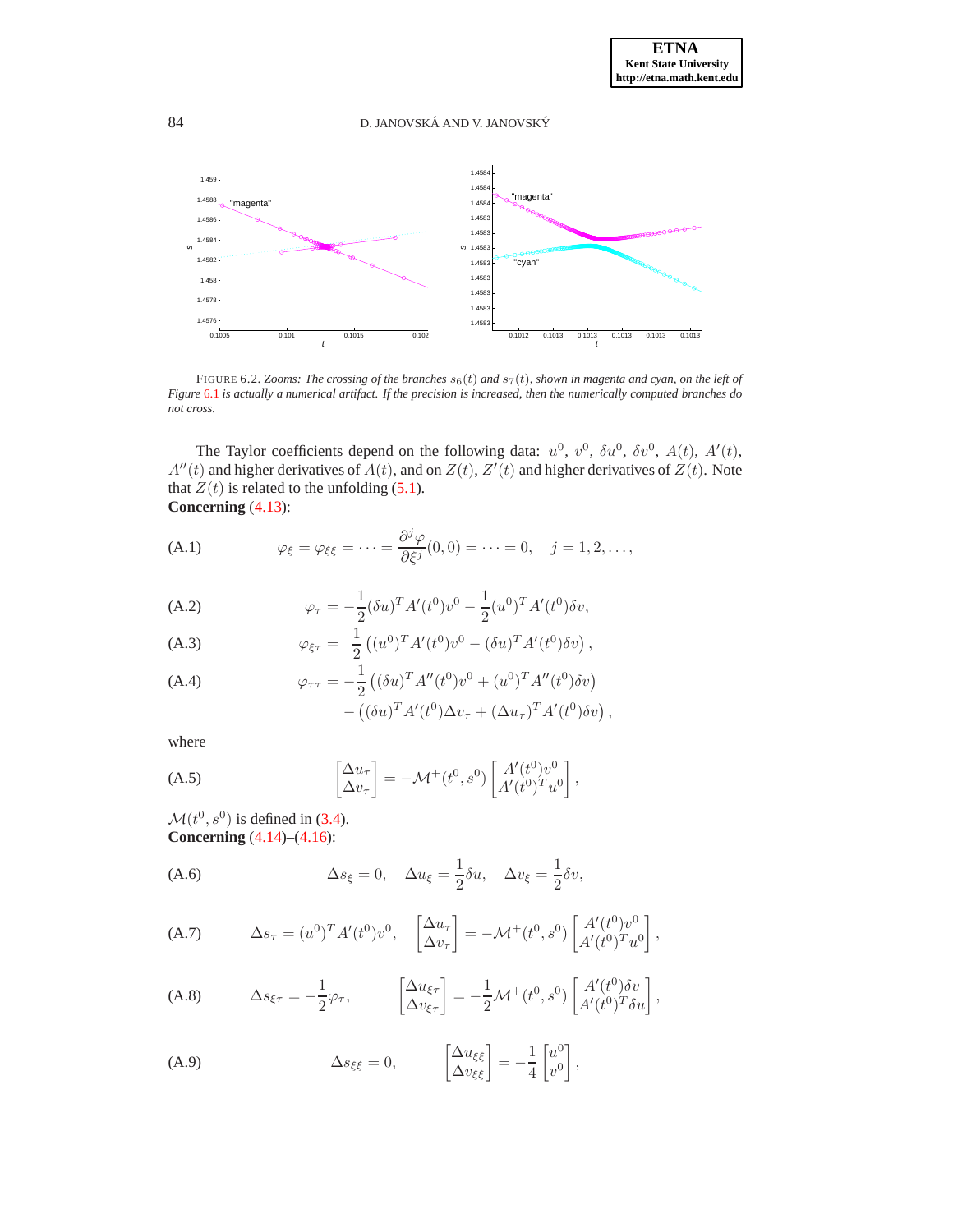FIGURE 6.2. *Zooms: The crossing of the branches $s_6(t)$ and $s_7(t)$, shown in magenta and cyan, on the left of Figure 6.1 is actually a numerical artifact. If the precision is increased, then the numerically computed branches do not cross.*

The Taylor coefficients depend on the following data: $u^0$, $v^0$, $\delta u^0$, $\delta v^0$, $A(t)$, $A'(t)$, $A''(t)$ and higher derivatives of $A(t)$, and on $Z(t)$, $Z'(t)$ and higher derivatives of $Z(t)$. Note that $Z(t)$ is related to the unfolding (5.1).

**Concerning** (4.13):

$$\varphi_\xi = \varphi_{\xi\xi} = \cdots = \frac{\partial^j \varphi}{\partial \xi^j}(0,0) = \cdots = 0, \quad j = 1, 2, \ldots, \tag{A.1}$$

$$\varphi_\tau = -\frac{1}{2}(\delta u)^T A'(t^0) v^0 - \frac{1}{2}(u^0)^T A'(t^0)\delta v, \tag{A.2}$$

$$\varphi_{\xi\tau} = \frac{1}{2}\left((u^0)^T A'(t^0) v^0 - (\delta u)^T A'(t^0)\delta v\right), \tag{A.3}$$

$$\begin{aligned}\varphi_{\tau\tau} = &-\frac{1}{2}\left((\delta u)^T A''(t^0) v^0 + (u^0)^T A''(t^0)\delta v\right) \\ &-\left((\delta u)^T A'(t^0)\Delta v_\tau + (\Delta u_\tau)^T A'(t^0)\delta v\right),\end{aligned} \tag{A.4}$$

where

$$\begin{bmatrix}\Delta u_\tau \\ \Delta v_\tau\end{bmatrix} = -\mathcal{M}^+(t^0, s^0)\begin{bmatrix} A'(t^0) v^0 \\ A'(t^0)^T u^0\end{bmatrix}, \tag{A.5}$$

$\mathcal{M}(t^0, s^0)$ is defined in (3.4).

**Concerning** (4.14)–(4.16):

$$\Delta s_\xi = 0, \quad \Delta u_\xi = \frac{1}{2}\delta u, \quad \Delta v_\xi = \frac{1}{2}\delta v, \tag{A.6}$$

$$\Delta s_\tau = (u^0)^T A'(t^0) v^0, \quad \begin{bmatrix}\Delta u_\tau \\ \Delta v_\tau\end{bmatrix} = -\mathcal{M}^+(t^0, s^0)\begin{bmatrix} A'(t^0) v^0 \\ A'(t^0)^T u^0\end{bmatrix}, \tag{A.7}$$

$$\Delta s_{\xi\tau} = -\frac{1}{2}\varphi_\tau, \qquad \begin{bmatrix}\Delta u_{\xi\tau} \\ \Delta v_{\xi\tau}\end{bmatrix} = -\frac{1}{2}\mathcal{M}^+(t^0, s^0)\begin{bmatrix} A'(t^0)\delta v \\ A'(t^0)^T \delta u\end{bmatrix}, \tag{A.8}$$

$$\Delta s_{\xi\xi} = 0, \qquad \begin{bmatrix}\Delta u_{\xi\xi} \\ \Delta v_{\xi\xi}\end{bmatrix} = -\frac{1}{4}\begin{bmatrix} u^0 \\ v^0\end{bmatrix}, \tag{A.9}$$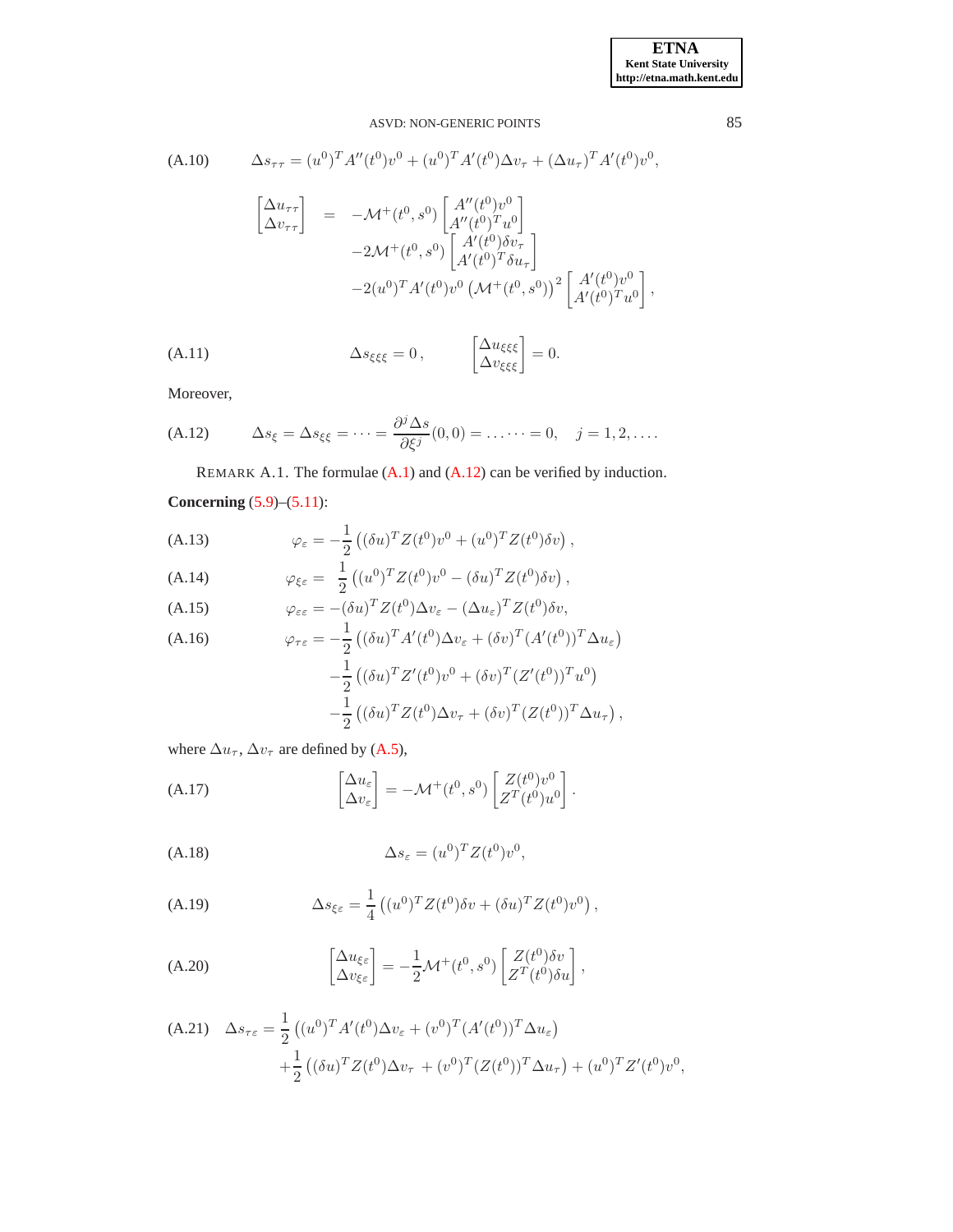$$\Delta s_{\tau\tau} = (u^0)^T A''(t^0) v^0 + (u^0)^T A'(t^0) \Delta v_\tau + (\Delta u_\tau)^T A'(t^0) v^0, \tag{A.10}$$

$$\begin{aligned}
\begin{bmatrix} \Delta u_{\tau\tau} \\ \Delta v_{\tau\tau} \end{bmatrix} &= -\mathcal{M}^+(t^0, s^0) \begin{bmatrix} A''(t^0) v^0 \\ A''(t^0)^T u^0 \end{bmatrix} \\
&\quad -2\mathcal{M}^+(t^0, s^0) \begin{bmatrix} A'(t^0) \delta v_\tau \\ A'(t^0)^T \delta u_\tau \end{bmatrix} \\
&\quad -2(u^0)^T A'(t^0) v^0 \left(\mathcal{M}^+(t^0, s^0)\right)^2 \begin{bmatrix} A'(t^0) v^0 \\ A'(t^0)^T u^0 \end{bmatrix},
\end{aligned}$$

$$\Delta s_{\xi\xi\xi} = 0\,, \qquad \begin{bmatrix} \Delta u_{\xi\xi\xi} \\ \Delta v_{\xi\xi\xi} \end{bmatrix} = 0. \tag{A.11}$$

Moreover,

$$\Delta s_\xi = \Delta s_{\xi\xi} = \cdots = \frac{\partial^j \Delta s}{\partial \xi^j}(0,0) = \ldots \cdots = 0, \quad j = 1, 2, \ldots. \tag{A.12}$$

REMARK A.1. The formulae (A.1) and (A.12) can be verified by induction.

**Concerning** (5.9)–(5.11):

$$\varphi_\varepsilon = -\frac{1}{2}\left((\delta u)^T Z(t^0) v^0 + (u^0)^T Z(t^0) \delta v\right), \tag{A.13}$$

$$\varphi_{\xi\varepsilon} = \frac{1}{2}\left((u^0)^T Z(t^0) v^0 - (\delta u)^T Z(t^0) \delta v\right), \tag{A.14}$$

$$\varphi_{\varepsilon\varepsilon} = -(\delta u)^T Z(t^0) \Delta v_\varepsilon - (\Delta u_\varepsilon)^T Z(t^0) \delta v, \tag{A.15}$$

$$\begin{aligned}
\varphi_{\tau\varepsilon} &= -\frac{1}{2}\left((\delta u)^T A'(t^0) \Delta v_\varepsilon + (\delta v)^T (A'(t^0))^T \Delta u_\varepsilon\right) \\
&\quad -\frac{1}{2}\left((\delta u)^T Z'(t^0) v^0 + (\delta v)^T (Z'(t^0))^T u^0\right) \\
&\quad -\frac{1}{2}\left((\delta u)^T Z(t^0) \Delta v_\tau + (\delta v)^T (Z(t^0))^T \Delta u_\tau\right),
\end{aligned} \tag{A.16}$$

where $\Delta u_\tau$, $\Delta v_\tau$ are defined by (A.5),

$$\begin{bmatrix} \Delta u_\varepsilon \\ \Delta v_\varepsilon \end{bmatrix} = -\mathcal{M}^+(t^0, s^0) \begin{bmatrix} Z(t^0) v^0 \\ Z^T(t^0) u^0 \end{bmatrix}. \tag{A.17}$$

$$\Delta s_\varepsilon = (u^0)^T Z(t^0) v^0, \tag{A.18}$$

$$\Delta s_{\xi\varepsilon} = \frac{1}{4}\left((u^0)^T Z(t^0) \delta v + (\delta u)^T Z(t^0) v^0\right), \tag{A.19}$$

$$\begin{bmatrix} \Delta u_{\xi\varepsilon} \\ \Delta v_{\xi\varepsilon} \end{bmatrix} = -\frac{1}{2}\mathcal{M}^+(t^0, s^0) \begin{bmatrix} Z(t^0) \delta v \\ Z^T(t^0) \delta u \end{bmatrix}, \tag{A.20}$$

$$\begin{aligned}
\Delta s_{\tau\varepsilon} &= \frac{1}{2}\left((u^0)^T A'(t^0) \Delta v_\varepsilon + (v^0)^T (A'(t^0))^T \Delta u_\varepsilon\right) \\
&\quad +\frac{1}{2}\left((\delta u)^T Z(t^0) \Delta v_\tau + (v^0)^T (Z(t^0))^T \Delta u_\tau\right) + (u^0)^T Z'(t^0) v^0,
\end{aligned} \tag{A.21}$$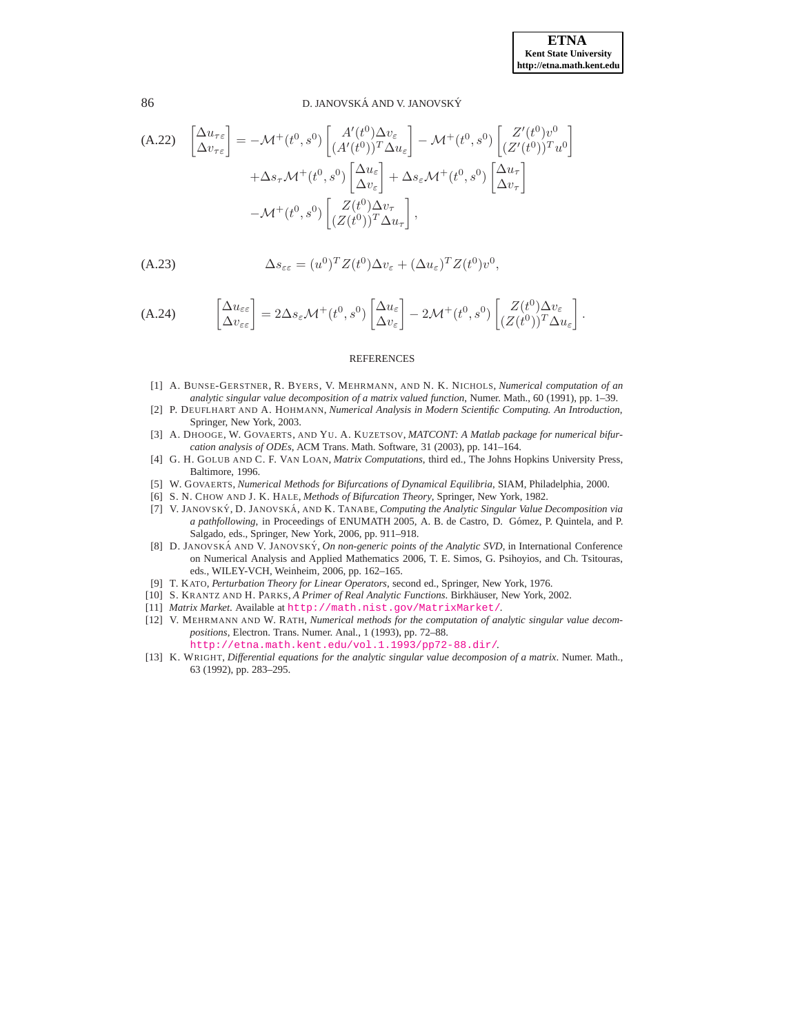$$
\begin{aligned}
\text{(A.22)} \quad \begin{bmatrix} \Delta u_{\tau\varepsilon} \\ \Delta v_{\tau\varepsilon} \end{bmatrix} = & -\mathcal{M}^{+}(t^0, s^0) \begin{bmatrix} A'(t^0)\Delta v_{\varepsilon} \\ (A'(t^0))^T \Delta u_{\varepsilon} \end{bmatrix} - \mathcal{M}^{+}(t^0, s^0) \begin{bmatrix} Z'(t^0) v^0 \\ (Z'(t^0))^T u^0 \end{bmatrix} \\
& + \Delta s_{\tau} \mathcal{M}^{+}(t^0, s^0) \begin{bmatrix} \Delta u_{\varepsilon} \\ \Delta v_{\varepsilon} \end{bmatrix} + \Delta s_{\varepsilon} \mathcal{M}^{+}(t^0, s^0) \begin{bmatrix} \Delta u_{\tau} \\ \Delta v_{\tau} \end{bmatrix} \\
& - \mathcal{M}^{+}(t^0, s^0) \begin{bmatrix} Z(t^0)\Delta v_{\tau} \\ (Z(t^0))^T \Delta u_{\tau} \end{bmatrix},
\end{aligned}
$$

$$
\text{(A.23)} \qquad \Delta s_{\varepsilon\varepsilon} = (u^0)^T Z(t^0) \Delta v_{\varepsilon} + (\Delta u_{\varepsilon})^T Z(t^0) v^0,
$$

$$
\text{(A.24)} \qquad \begin{bmatrix} \Delta u_{\varepsilon\varepsilon} \\ \Delta v_{\varepsilon\varepsilon} \end{bmatrix} = 2\Delta s_{\varepsilon} \mathcal{M}^{+}(t^0, s^0) \begin{bmatrix} \Delta u_{\varepsilon} \\ \Delta v_{\varepsilon} \end{bmatrix} - 2\mathcal{M}^{+}(t^0, s^0) \begin{bmatrix} Z(t^0)\Delta v_{\varepsilon} \\ (Z(t^0))^T \Delta u_{\varepsilon} \end{bmatrix}.
$$

## REFERENCES

[1] A. Bunse-Gerstner, R. Byers, V. Mehrmann, and N. K. Nichols, *Numerical computation of an analytic singular value decomposition of a matrix valued function*, Numer. Math., 60 (1991), pp. 1–39.

[2] P. Deuflhart and A. Hohmann, *Numerical Analysis in Modern Scientific Computing. An Introduction*, Springer, New York, 2003.

[3] A. Dhooge, W. Govaerts, and Yu. A. Kuzetsov, *MATCONT: A Matlab package for numerical bifurcation analysis of ODEs*, ACM Trans. Math. Software, 31 (2003), pp. 141–164.

[4] G. H. Golub and C. F. Van Loan, *Matrix Computations*, third ed., The Johns Hopkins University Press, Baltimore, 1996.

[5] W. Govaerts, *Numerical Methods for Bifurcations of Dynamical Equilibria*, SIAM, Philadelphia, 2000.

[6] S. N. Chow and J. K. Hale, *Methods of Bifurcation Theory*, Springer, New York, 1982.

[7] V. Janovský, D. Janovská, and K. Tanabe, *Computing the Analytic Singular Value Decomposition via a pathfollowing*, in Proceedings of ENUMATH 2005, A. B. de Castro, D. Gómez, P. Quintela, and P. Salgado, eds., Springer, New York, 2006, pp. 911–918.

[8] D. Janovská and V. Janovský, *On non-generic points of the Analytic SVD*, in International Conference on Numerical Analysis and Applied Mathematics 2006, T. E. Simos, G. Psihoyios, and Ch. Tsitouras, eds., WILEY-VCH, Weinheim, 2006, pp. 162–165.

[9] T. Kato, *Perturbation Theory for Linear Operators*, second ed., Springer, New York, 1976.

[10] S. Krantz and H. Parks, *A Primer of Real Analytic Functions*. Birkhäuser, New York, 2002.

[11] *Matrix Market*. Available at http://math.nist.gov/MatrixMarket/.

[12] V. Mehrmann and W. Rath, *Numerical methods for the computation of analytic singular value decompositions*, Electron. Trans. Numer. Anal., 1 (1993), pp. 72–88. http://etna.math.kent.edu/vol.1.1993/pp72-88.dir/.

[13] K. Wright, *Differential equations for the analytic singular value decomposion of a matrix*. Numer. Math., 63 (1992), pp. 283–295.